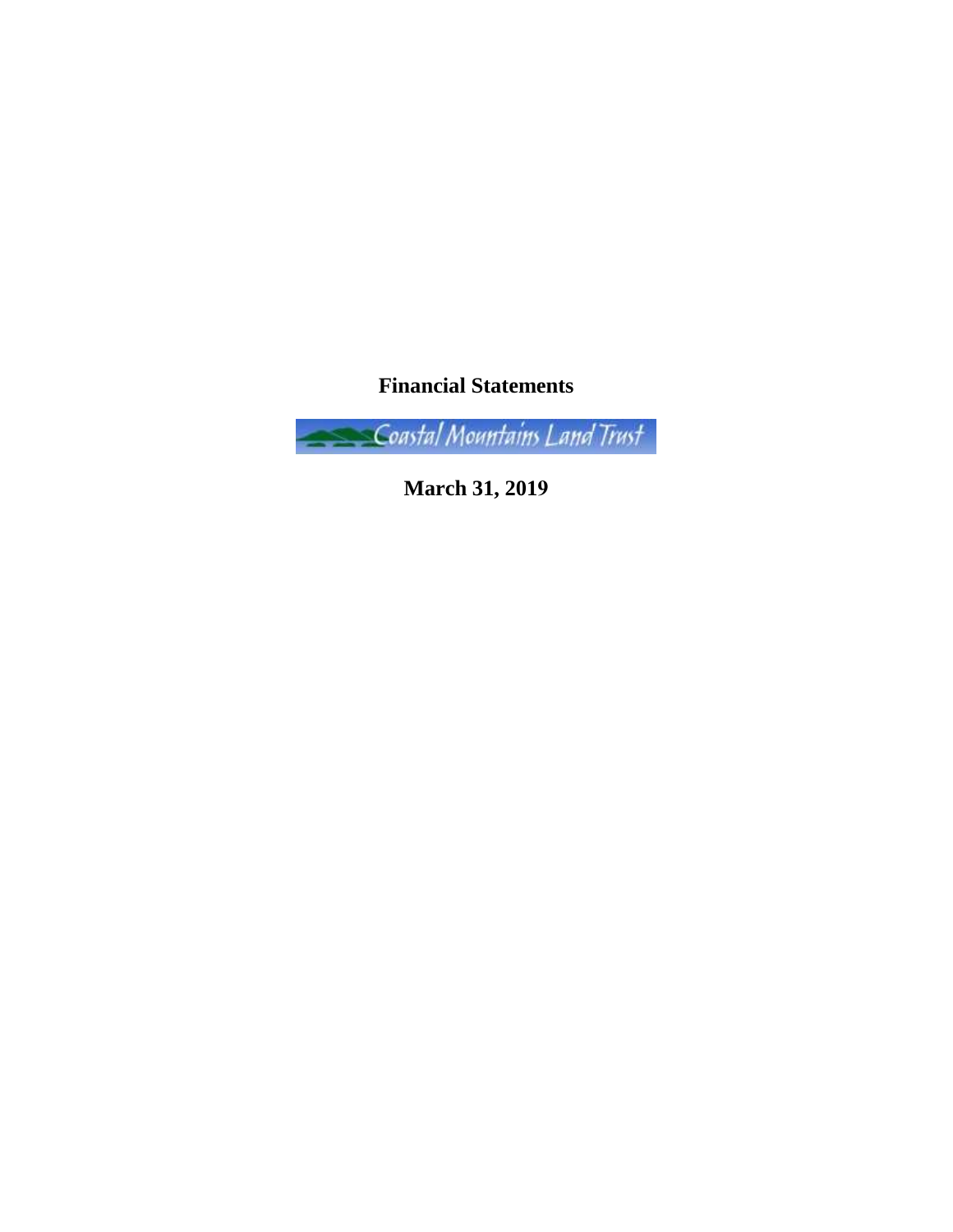# Financial Statements

Coastal Mountains Land Trust

**March 31, 2019**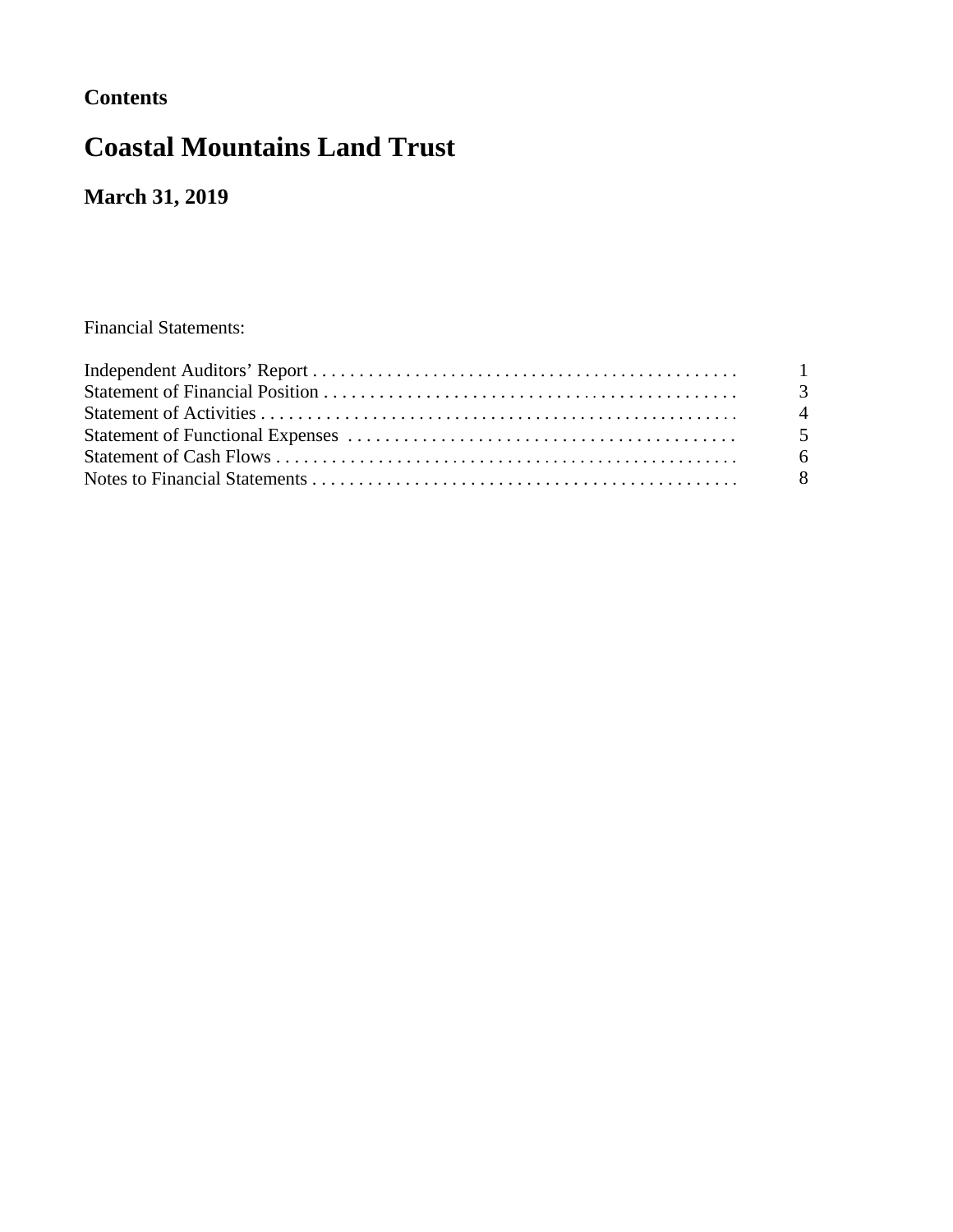## Contents

# Coastal Mountains Land Trust

### March 31, 2019

Financial Statements:

| | |
|---|---|
| Independent Auditors' Report | 1 |
| Statement of Financial Position | 3 |
| Statement of Activities | 4 |
| Statement of Functional Expenses | 5 |
| Statement of Cash Flows | 6 |
| Notes to Financial Statements | 8 |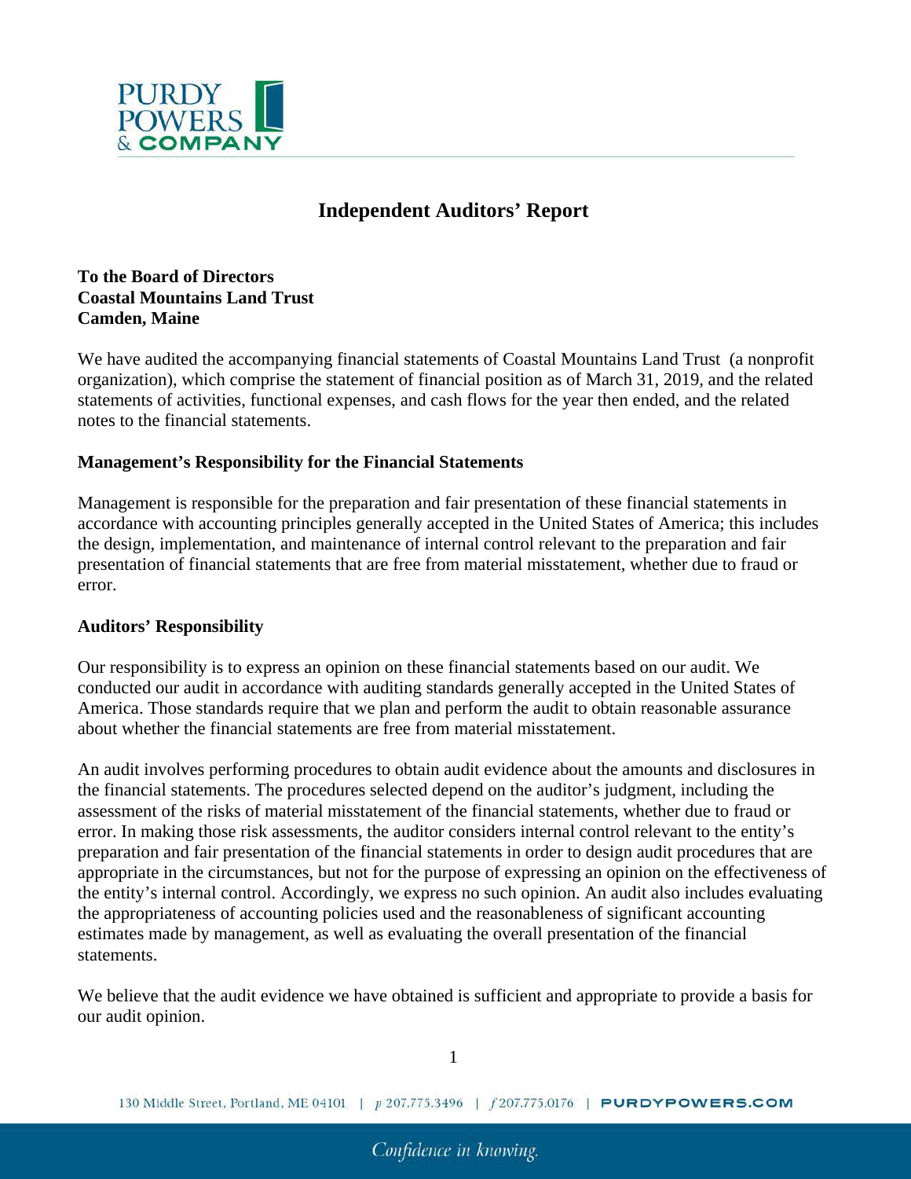# Independent Auditors' Report

**To the Board of Directors**
**Coastal Mountains Land Trust**
**Camden, Maine**

We have audited the accompanying financial statements of Coastal Mountains Land Trust (a nonprofit organization), which comprise the statement of financial position as of March 31, 2019, and the related statements of activities, functional expenses, and cash flows for the year then ended, and the related notes to the financial statements.

### Management's Responsibility for the Financial Statements

Management is responsible for the preparation and fair presentation of these financial statements in accordance with accounting principles generally accepted in the United States of America; this includes the design, implementation, and maintenance of internal control relevant to the preparation and fair presentation of financial statements that are free from material misstatement, whether due to fraud or error.

### Auditors' Responsibility

Our responsibility is to express an opinion on these financial statements based on our audit. We conducted our audit in accordance with auditing standards generally accepted in the United States of America. Those standards require that we plan and perform the audit to obtain reasonable assurance about whether the financial statements are free from material misstatement.

An audit involves performing procedures to obtain audit evidence about the amounts and disclosures in the financial statements. The procedures selected depend on the auditor's judgment, including the assessment of the risks of material misstatement of the financial statements, whether due to fraud or error. In making those risk assessments, the auditor considers internal control relevant to the entity's preparation and fair presentation of the financial statements in order to design audit procedures that are appropriate in the circumstances, but not for the purpose of expressing an opinion on the effectiveness of the entity's internal control. Accordingly, we express no such opinion. An audit also includes evaluating the appropriateness of accounting policies used and the reasonableness of significant accounting estimates made by management, as well as evaluating the overall presentation of the financial statements.

We believe that the audit evidence we have obtained is sufficient and appropriate to provide a basis for our audit opinion.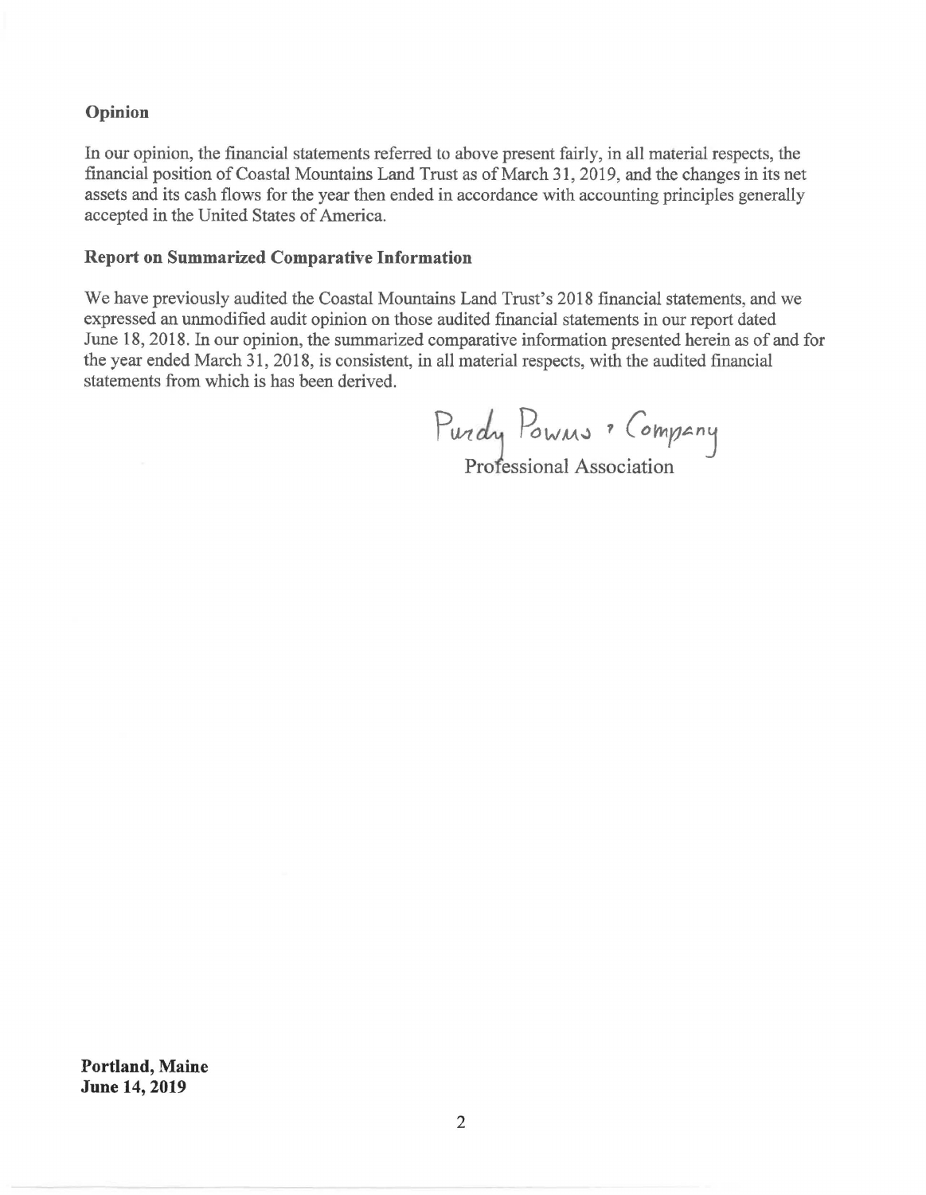**Opinion**

In our opinion, the financial statements referred to above present fairly, in all material respects, the financial position of Coastal Mountains Land Trust as of March 31, 2019, and the changes in its net assets and its cash flows for the year then ended in accordance with accounting principles generally accepted in the United States of America.

**Report on Summarized Comparative Information**

We have previously audited the Coastal Mountains Land Trust's 2018 financial statements, and we expressed an unmodified audit opinion on those audited financial statements in our report dated June 18, 2018. In our opinion, the summarized comparative information presented herein as of and for the year ended March 31, 2018, is consistent, in all material respects, with the audited financial statements from which is has been derived.

Purdy Powers & Company
Professional Association

**Portland, Maine**
**June 14, 2019**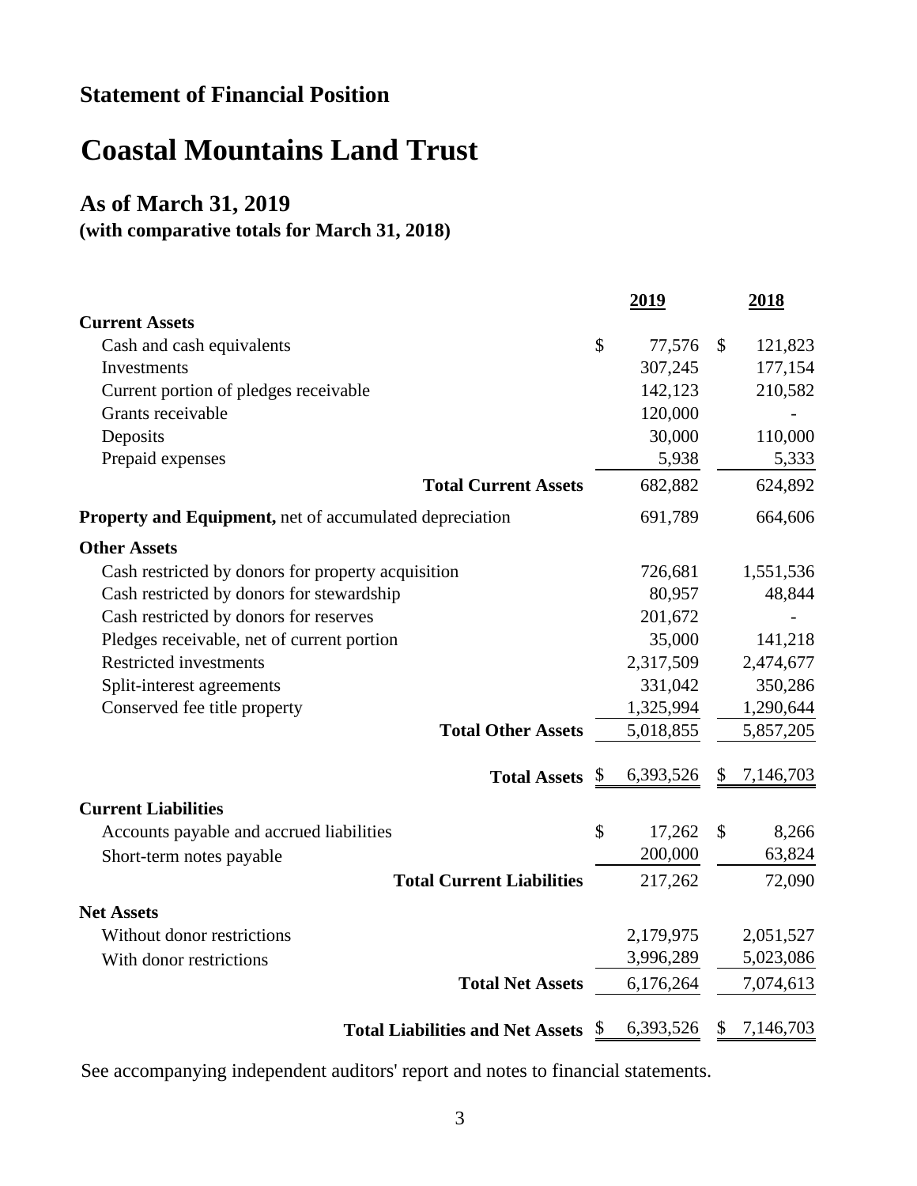## Statement of Financial Position

# Coastal Mountains Land Trust

### As of March 31, 2019

**(with comparative totals for March 31, 2018)**

| | 2019 | 2018 |
|---|---|---|
| **Current Assets** | | |
| Cash and cash equivalents | $ 77,576 | $ 121,823 |
| Investments | 307,245 | 177,154 |
| Current portion of pledges receivable | 142,123 | 210,582 |
| Grants receivable | 120,000 | - |
| Deposits | 30,000 | 110,000 |
| Prepaid expenses | 5,938 | 5,333 |
| **Total Current Assets** | 682,882 | 624,892 |
| **Property and Equipment,** net of accumulated depreciation | 691,789 | 664,606 |
| **Other Assets** | | |
| Cash restricted by donors for property acquisition | 726,681 | 1,551,536 |
| Cash restricted by donors for stewardship | 80,957 | 48,844 |
| Cash restricted by donors for reserves | 201,672 | - |
| Pledges receivable, net of current portion | 35,000 | 141,218 |
| Restricted investments | 2,317,509 | 2,474,677 |
| Split-interest agreements | 331,042 | 350,286 |
| Conserved fee title property | 1,325,994 | 1,290,644 |
| **Total Other Assets** | 5,018,855 | 5,857,205 |
| **Total Assets** | $ 6,393,526 | $ 7,146,703 |
| **Current Liabilities** | | |
| Accounts payable and accrued liabilities | $ 17,262 | $ 8,266 |
| Short-term notes payable | 200,000 | 63,824 |
| **Total Current Liabilities** | 217,262 | 72,090 |
| **Net Assets** | | |
| Without donor restrictions | 2,179,975 | 2,051,527 |
| With donor restrictions | 3,996,289 | 5,023,086 |
| **Total Net Assets** | 6,176,264 | 7,074,613 |
| **Total Liabilities and Net Assets** | $ 6,393,526 | $ 7,146,703 |

See accompanying independent auditors' report and notes to financial statements.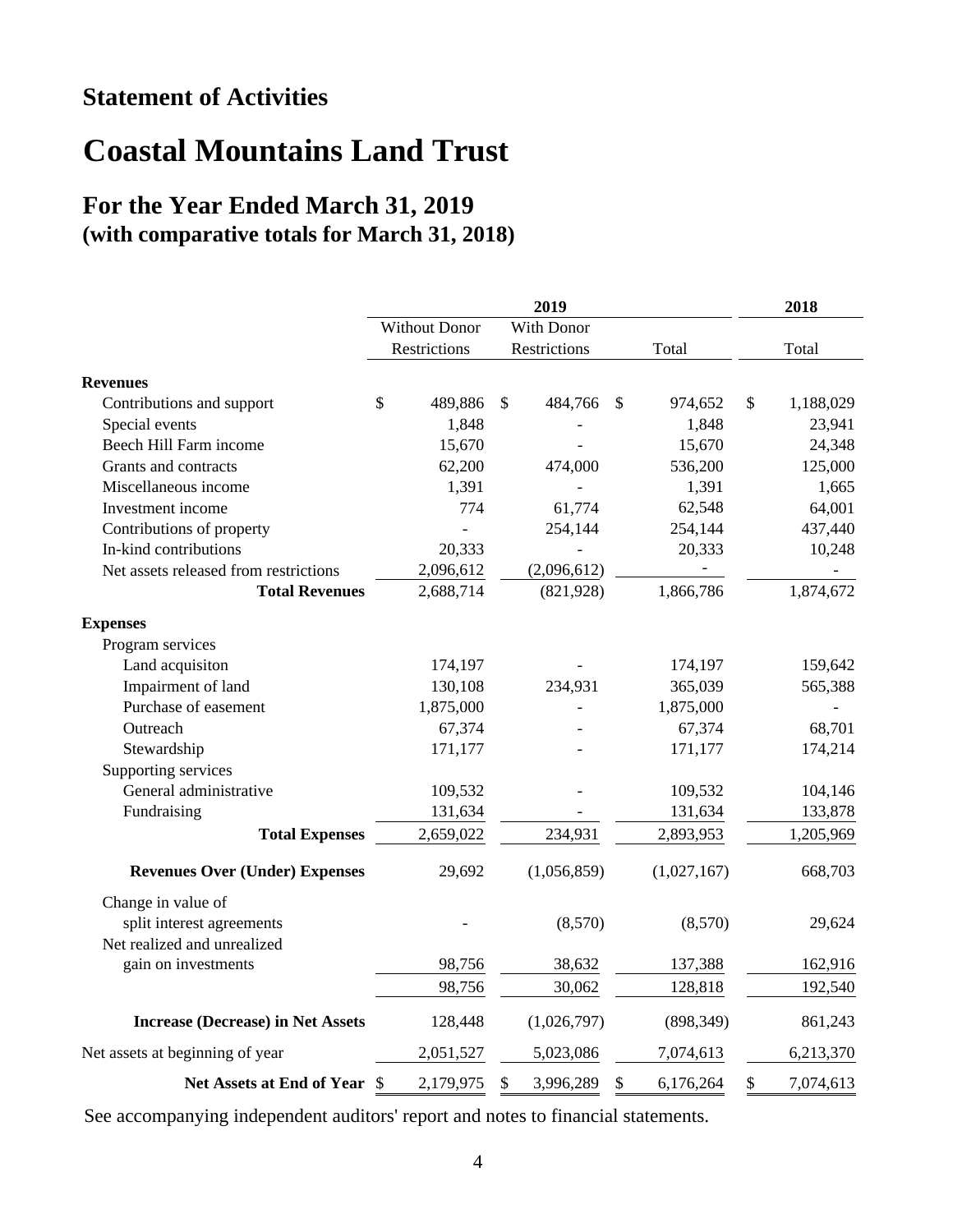## Statement of Activities

# Coastal Mountains Land Trust

### For the Year Ended March 31, 2019
### (with comparative totals for March 31, 2018)

| | 2019 | | | 2018 |
|---|---|---|---|---|
| | Without Donor Restrictions | With Donor Restrictions | Total | Total |
| **Revenues** | | | | |
| Contributions and support | $ 489,886 | $ 484,766 | $ 974,652 | $ 1,188,029 |
| Special events | 1,848 | - | 1,848 | 23,941 |
| Beech Hill Farm income | 15,670 | - | 15,670 | 24,348 |
| Grants and contracts | 62,200 | 474,000 | 536,200 | 125,000 |
| Miscellaneous income | 1,391 | - | 1,391 | 1,665 |
| Investment income | 774 | 61,774 | 62,548 | 64,001 |
| Contributions of property | - | 254,144 | 254,144 | 437,440 |
| In-kind contributions | 20,333 | - | 20,333 | 10,248 |
| Net assets released from restrictions | 2,096,612 | (2,096,612) | - | - |
| **Total Revenues** | 2,688,714 | (821,928) | 1,866,786 | 1,874,672 |
| **Expenses** | | | | |
| Program services | | | | |
| Land acquisiton | 174,197 | - | 174,197 | 159,642 |
| Impairment of land | 130,108 | 234,931 | 365,039 | 565,388 |
| Purchase of easement | 1,875,000 | - | 1,875,000 | - |
| Outreach | 67,374 | - | 67,374 | 68,701 |
| Stewardship | 171,177 | - | 171,177 | 174,214 |
| Supporting services | | | | |
| General administrative | 109,532 | - | 109,532 | 104,146 |
| Fundraising | 131,634 | - | 131,634 | 133,878 |
| **Total Expenses** | 2,659,022 | 234,931 | 2,893,953 | 1,205,969 |
| **Revenues Over (Under) Expenses** | 29,692 | (1,056,859) | (1,027,167) | 668,703 |
| Change in value of split interest agreements | - | (8,570) | (8,570) | 29,624 |
| Net realized and unrealized gain on investments | 98,756 | 38,632 | 137,388 | 162,916 |
| | 98,756 | 30,062 | 128,818 | 192,540 |
| **Increase (Decrease) in Net Assets** | 128,448 | (1,026,797) | (898,349) | 861,243 |
| Net assets at beginning of year | 2,051,527 | 5,023,086 | 7,074,613 | 6,213,370 |
| **Net Assets at End of Year** | $ 2,179,975 | $ 3,996,289 | $ 6,176,264 | $ 7,074,613 |

See accompanying independent auditors' report and notes to financial statements.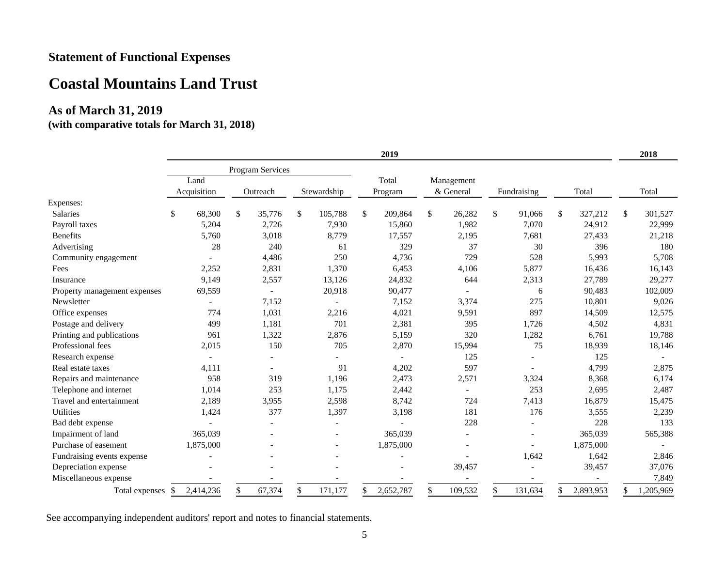## Statement of Functional Expenses

# Coastal Mountains Land Trust

### As of March 31, 2019
**(with comparative totals for March 31, 2018)**

| | 2019 | | | | | | | 2018 |
|---|---|---|---|---|---|---|---|---|
| | Program Services | | | | | | | |
| | Land Acquisition | Outreach | Stewardship | Total Program | Management & General | Fundraising | Total | Total |
| Expenses: | | | | | | | | |
| Salaries | $ 68,300 | $ 35,776 | $ 105,788 | $ 209,864 | $ 26,282 | $ 91,066 | $ 327,212 | $ 301,527 |
| Payroll taxes | 5,204 | 2,726 | 7,930 | 15,860 | 1,982 | 7,070 | 24,912 | 22,999 |
| Benefits | 5,760 | 3,018 | 8,779 | 17,557 | 2,195 | 7,681 | 27,433 | 21,218 |
| Advertising | 28 | 240 | 61 | 329 | 37 | 30 | 396 | 180 |
| Community engagement | - | 4,486 | 250 | 4,736 | 729 | 528 | 5,993 | 5,708 |
| Fees | 2,252 | 2,831 | 1,370 | 6,453 | 4,106 | 5,877 | 16,436 | 16,143 |
| Insurance | 9,149 | 2,557 | 13,126 | 24,832 | 644 | 2,313 | 27,789 | 29,277 |
| Property management expenses | 69,559 | - | 20,918 | 90,477 | - | 6 | 90,483 | 102,009 |
| Newsletter | - | 7,152 | - | 7,152 | 3,374 | 275 | 10,801 | 9,026 |
| Office expenses | 774 | 1,031 | 2,216 | 4,021 | 9,591 | 897 | 14,509 | 12,575 |
| Postage and delivery | 499 | 1,181 | 701 | 2,381 | 395 | 1,726 | 4,502 | 4,831 |
| Printing and publications | 961 | 1,322 | 2,876 | 5,159 | 320 | 1,282 | 6,761 | 19,788 |
| Professional fees | 2,015 | 150 | 705 | 2,870 | 15,994 | 75 | 18,939 | 18,146 |
| Research expense | - | - | - | - | 125 | - | 125 | - |
| Real estate taxes | 4,111 | - | 91 | 4,202 | 597 | - | 4,799 | 2,875 |
| Repairs and maintenance | 958 | 319 | 1,196 | 2,473 | 2,571 | 3,324 | 8,368 | 6,174 |
| Telephone and internet | 1,014 | 253 | 1,175 | 2,442 | - | 253 | 2,695 | 2,487 |
| Travel and entertainment | 2,189 | 3,955 | 2,598 | 8,742 | 724 | 7,413 | 16,879 | 15,475 |
| Utilities | 1,424 | 377 | 1,397 | 3,198 | 181 | 176 | 3,555 | 2,239 |
| Bad debt expense | - | - | - | - | 228 | - | 228 | 133 |
| Impairment of land | 365,039 | - | - | 365,039 | - | - | 365,039 | 565,388 |
| Purchase of easement | 1,875,000 | - | - | 1,875,000 | - | - | 1,875,000 | - |
| Fundraising events expense | - | - | - | - | - | 1,642 | 1,642 | 2,846 |
| Depreciation expense | - | - | - | - | 39,457 | - | 39,457 | 37,076 |
| Miscellaneous expense | - | - | - | - | - | - | - | 7,849 |
| Total expenses | $ 2,414,236 | $ 67,374 | $ 171,177 | $ 2,652,787 | $ 109,532 | $ 131,634 | $ 2,893,953 | $ 1,205,969 |

See accompanying independent auditors' report and notes to financial statements.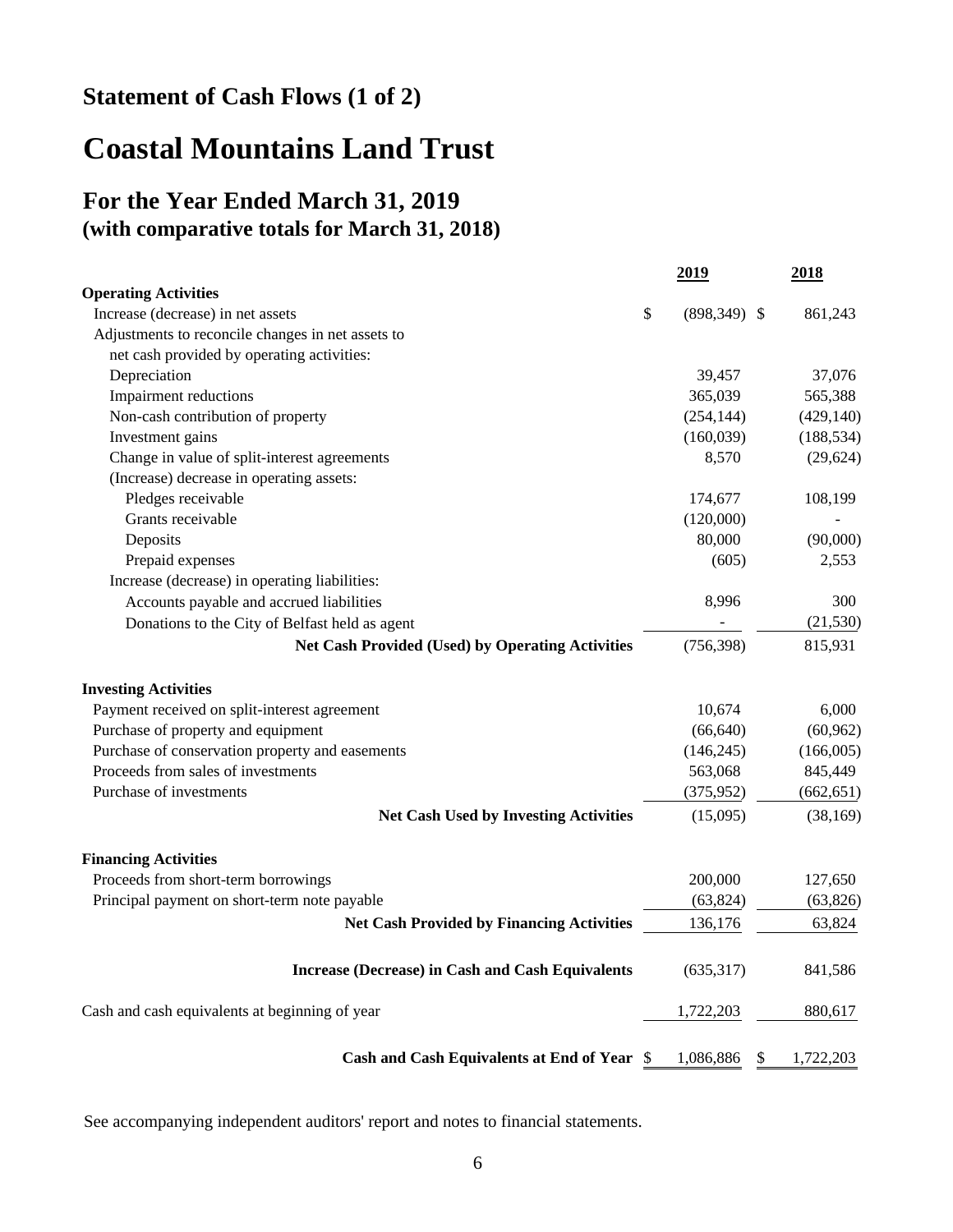## Statement of Cash Flows (1 of 2)

# Coastal Mountains Land Trust

## For the Year Ended March 31, 2019
### (with comparative totals for March 31, 2018)

| | 2019 | 2018 |
|---|---|---|
| **Operating Activities** | | |
| Increase (decrease) in net assets | $ (898,349) | $ 861,243 |
| Adjustments to reconcile changes in net assets to net cash provided by operating activities: | | |
| Depreciation | 39,457 | 37,076 |
| Impairment reductions | 365,039 | 565,388 |
| Non-cash contribution of property | (254,144) | (429,140) |
| Investment gains | (160,039) | (188,534) |
| Change in value of split-interest agreements | 8,570 | (29,624) |
| (Increase) decrease in operating assets: | | |
| Pledges receivable | 174,677 | 108,199 |
| Grants receivable | (120,000) | - |
| Deposits | 80,000 | (90,000) |
| Prepaid expenses | (605) | 2,553 |
| Increase (decrease) in operating liabilities: | | |
| Accounts payable and accrued liabilities | 8,996 | 300 |
| Donations to the City of Belfast held as agent | - | (21,530) |
| **Net Cash Provided (Used) by Operating Activities** | (756,398) | 815,931 |
| **Investing Activities** | | |
| Payment received on split-interest agreement | 10,674 | 6,000 |
| Purchase of property and equipment | (66,640) | (60,962) |
| Purchase of conservation property and easements | (146,245) | (166,005) |
| Proceeds from sales of investments | 563,068 | 845,449 |
| Purchase of investments | (375,952) | (662,651) |
| **Net Cash Used by Investing Activities** | (15,095) | (38,169) |
| **Financing Activities** | | |
| Proceeds from short-term borrowings | 200,000 | 127,650 |
| Principal payment on short-term note payable | (63,824) | (63,826) |
| **Net Cash Provided by Financing Activities** | 136,176 | 63,824 |
| **Increase (Decrease) in Cash and Cash Equivalents** | (635,317) | 841,586 |
| Cash and cash equivalents at beginning of year | 1,722,203 | 880,617 |
| **Cash and Cash Equivalents at End of Year** | $ 1,086,886 | $ 1,722,203 |

See accompanying independent auditors' report and notes to financial statements.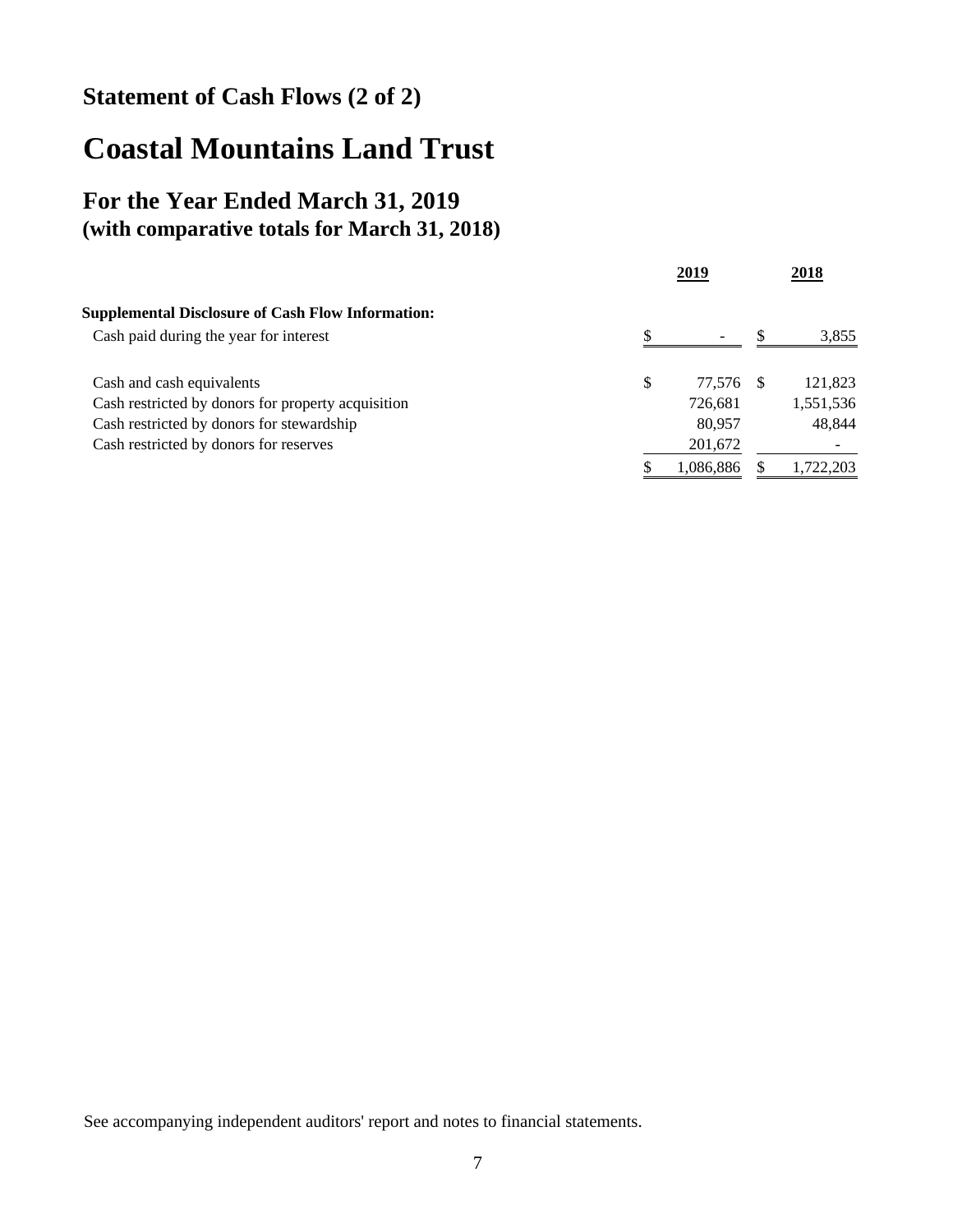## Statement of Cash Flows (2 of 2)

# Coastal Mountains Land Trust

## For the Year Ended March 31, 2019
### (with comparative totals for March 31, 2018)

| | 2019 | 2018 |
|---|---|---|
| **Supplemental Disclosure of Cash Flow Information:** | | |
| Cash paid during the year for interest | $ - | $ 3,855 |
| | | |
| Cash and cash equivalents | $ 77,576 | $ 121,823 |
| Cash restricted by donors for property acquisition | 726,681 | 1,551,536 |
| Cash restricted by donors for stewardship | 80,957 | 48,844 |
| Cash restricted by donors for reserves | 201,672 | - |
| | $ 1,086,886 | $ 1,722,203 |

See accompanying independent auditors' report and notes to financial statements.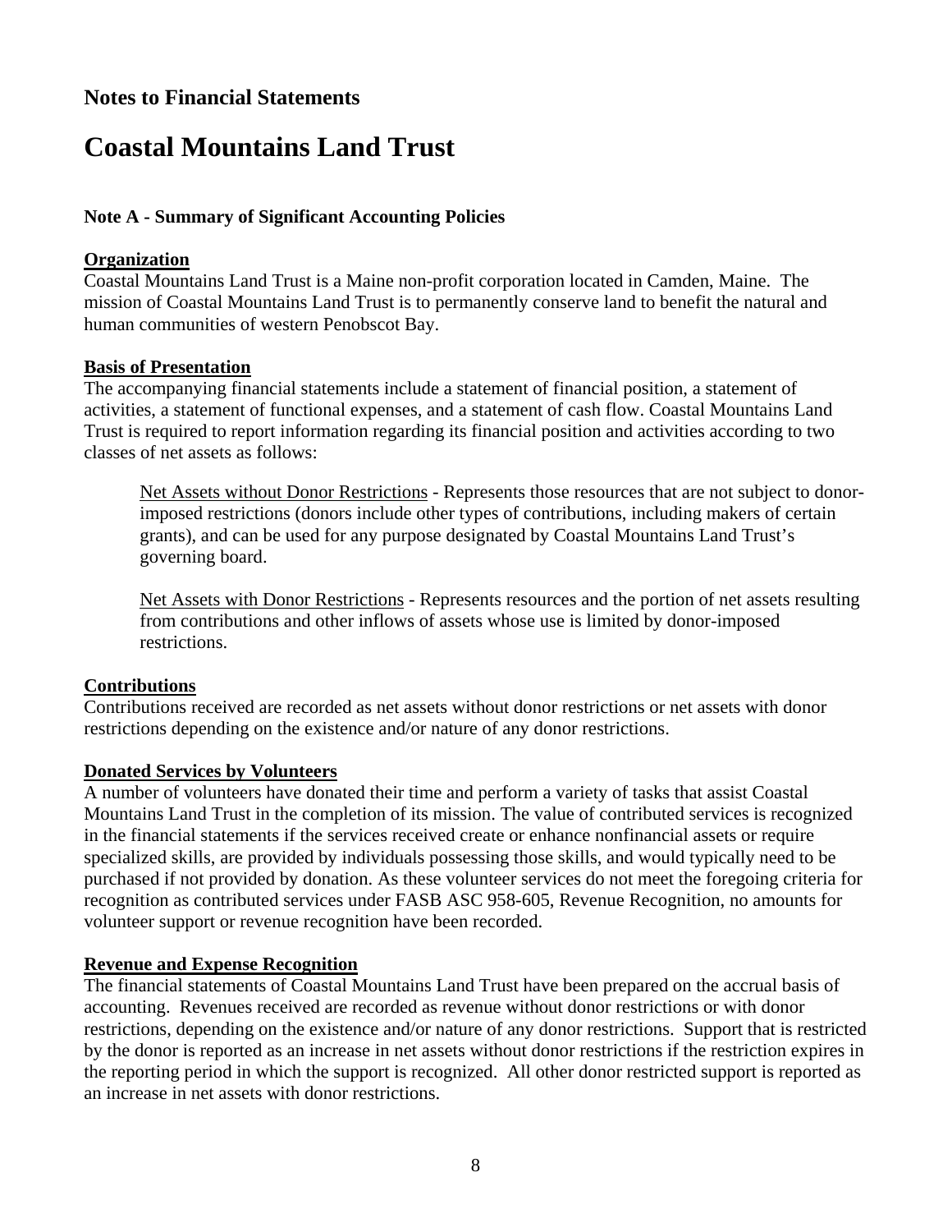## Notes to Financial Statements

# Coastal Mountains Land Trust

### Note A - Summary of Significant Accounting Policies

**Organization**

Coastal Mountains Land Trust is a Maine non-profit corporation located in Camden, Maine. The mission of Coastal Mountains Land Trust is to permanently conserve land to benefit the natural and human communities of western Penobscot Bay.

**Basis of Presentation**

The accompanying financial statements include a statement of financial position, a statement of activities, a statement of functional expenses, and a statement of cash flow. Coastal Mountains Land Trust is required to report information regarding its financial position and activities according to two classes of net assets as follows:

> Net Assets without Donor Restrictions - Represents those resources that are not subject to donor-imposed restrictions (donors include other types of contributions, including makers of certain grants), and can be used for any purpose designated by Coastal Mountains Land Trust's governing board.
>
> Net Assets with Donor Restrictions - Represents resources and the portion of net assets resulting from contributions and other inflows of assets whose use is limited by donor-imposed restrictions.

**Contributions**

Contributions received are recorded as net assets without donor restrictions or net assets with donor restrictions depending on the existence and/or nature of any donor restrictions.

**Donated Services by Volunteers**

A number of volunteers have donated their time and perform a variety of tasks that assist Coastal Mountains Land Trust in the completion of its mission. The value of contributed services is recognized in the financial statements if the services received create or enhance nonfinancial assets or require specialized skills, are provided by individuals possessing those skills, and would typically need to be purchased if not provided by donation. As these volunteer services do not meet the foregoing criteria for recognition as contributed services under FASB ASC 958-605, Revenue Recognition, no amounts for volunteer support or revenue recognition have been recorded.

**Revenue and Expense Recognition**

The financial statements of Coastal Mountains Land Trust have been prepared on the accrual basis of accounting. Revenues received are recorded as revenue without donor restrictions or with donor restrictions, depending on the existence and/or nature of any donor restrictions. Support that is restricted by the donor is reported as an increase in net assets without donor restrictions if the restriction expires in the reporting period in which the support is recognized. All other donor restricted support is reported as an increase in net assets with donor restrictions.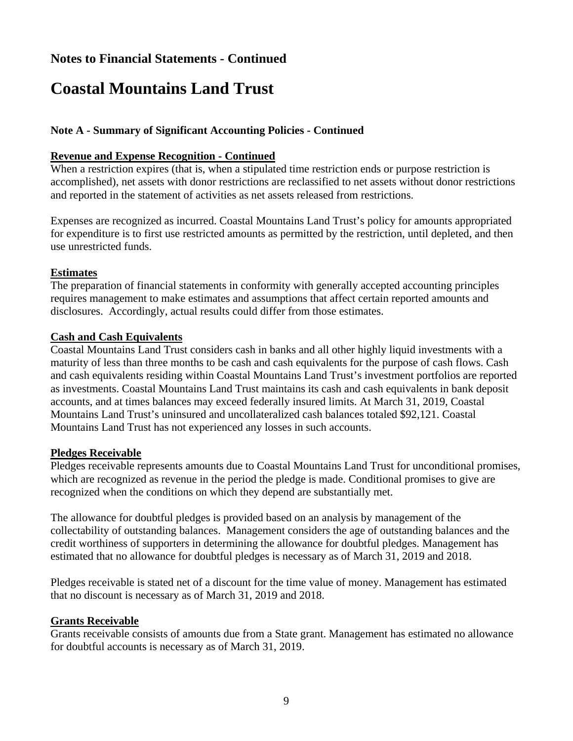## Notes to Financial Statements - Continued

# Coastal Mountains Land Trust

### Note A - Summary of Significant Accounting Policies - Continued

**Revenue and Expense Recognition - Continued**

When a restriction expires (that is, when a stipulated time restriction ends or purpose restriction is accomplished), net assets with donor restrictions are reclassified to net assets without donor restrictions and reported in the statement of activities as net assets released from restrictions.

Expenses are recognized as incurred. Coastal Mountains Land Trust's policy for amounts appropriated for expenditure is to first use restricted amounts as permitted by the restriction, until depleted, and then use unrestricted funds.

**Estimates**

The preparation of financial statements in conformity with generally accepted accounting principles requires management to make estimates and assumptions that affect certain reported amounts and disclosures. Accordingly, actual results could differ from those estimates.

**Cash and Cash Equivalents**

Coastal Mountains Land Trust considers cash in banks and all other highly liquid investments with a maturity of less than three months to be cash and cash equivalents for the purpose of cash flows. Cash and cash equivalents residing within Coastal Mountains Land Trust's investment portfolios are reported as investments. Coastal Mountains Land Trust maintains its cash and cash equivalents in bank deposit accounts, and at times balances may exceed federally insured limits. At March 31, 2019, Coastal Mountains Land Trust's uninsured and uncollateralized cash balances totaled $92,121. Coastal Mountains Land Trust has not experienced any losses in such accounts.

**Pledges Receivable**

Pledges receivable represents amounts due to Coastal Mountains Land Trust for unconditional promises, which are recognized as revenue in the period the pledge is made. Conditional promises to give are recognized when the conditions on which they depend are substantially met.

The allowance for doubtful pledges is provided based on an analysis by management of the collectability of outstanding balances. Management considers the age of outstanding balances and the credit worthiness of supporters in determining the allowance for doubtful pledges. Management has estimated that no allowance for doubtful pledges is necessary as of March 31, 2019 and 2018.

Pledges receivable is stated net of a discount for the time value of money. Management has estimated that no discount is necessary as of March 31, 2019 and 2018.

**Grants Receivable**

Grants receivable consists of amounts due from a State grant. Management has estimated no allowance for doubtful accounts is necessary as of March 31, 2019.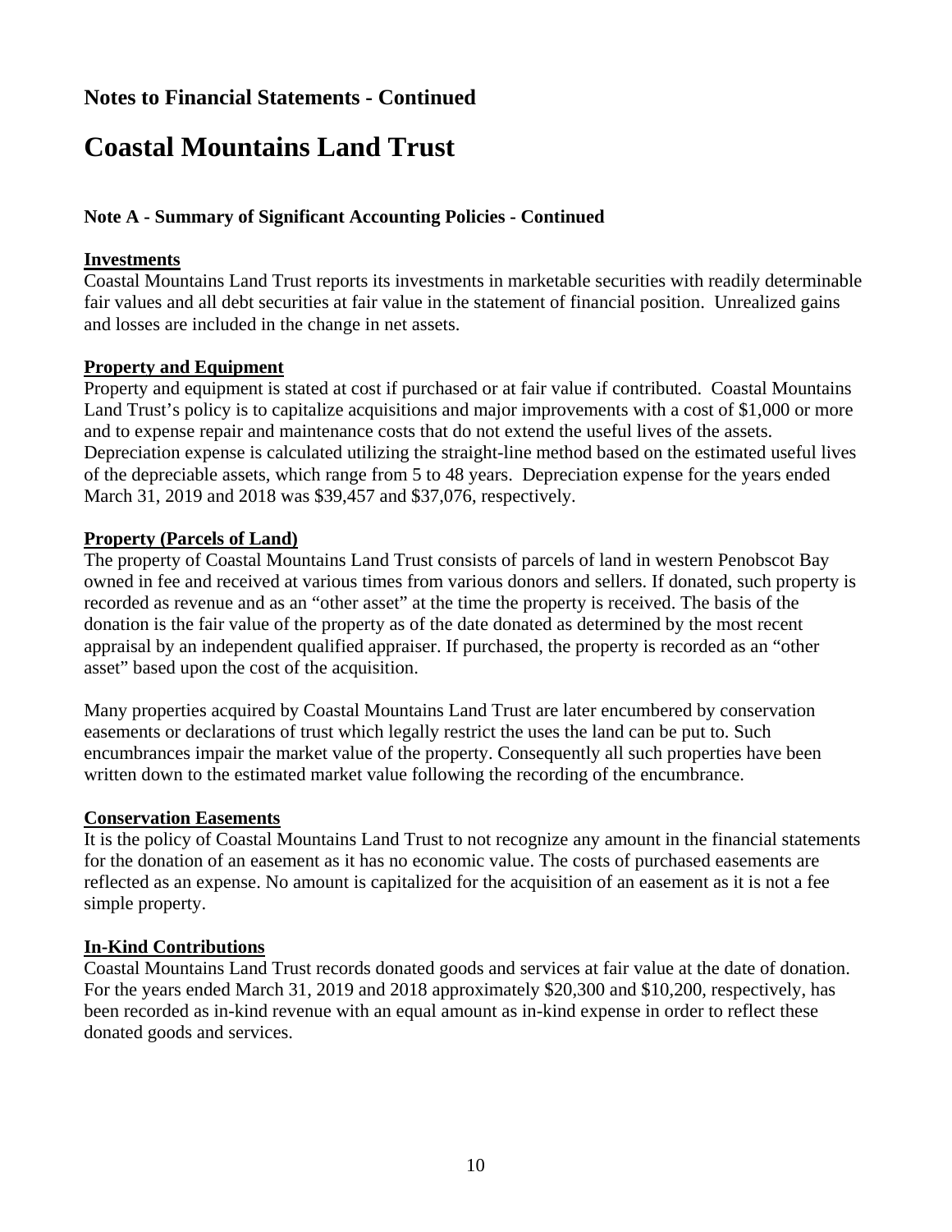## Notes to Financial Statements - Continued

# Coastal Mountains Land Trust

### Note A - Summary of Significant Accounting Policies - Continued

**Investments**

Coastal Mountains Land Trust reports its investments in marketable securities with readily determinable fair values and all debt securities at fair value in the statement of financial position. Unrealized gains and losses are included in the change in net assets.

**Property and Equipment**

Property and equipment is stated at cost if purchased or at fair value if contributed. Coastal Mountains Land Trust's policy is to capitalize acquisitions and major improvements with a cost of $1,000 or more and to expense repair and maintenance costs that do not extend the useful lives of the assets. Depreciation expense is calculated utilizing the straight-line method based on the estimated useful lives of the depreciable assets, which range from 5 to 48 years. Depreciation expense for the years ended March 31, 2019 and 2018 was $39,457 and $37,076, respectively.

**Property (Parcels of Land)**

The property of Coastal Mountains Land Trust consists of parcels of land in western Penobscot Bay owned in fee and received at various times from various donors and sellers. If donated, such property is recorded as revenue and as an "other asset" at the time the property is received. The basis of the donation is the fair value of the property as of the date donated as determined by the most recent appraisal by an independent qualified appraiser. If purchased, the property is recorded as an "other asset" based upon the cost of the acquisition.

Many properties acquired by Coastal Mountains Land Trust are later encumbered by conservation easements or declarations of trust which legally restrict the uses the land can be put to. Such encumbrances impair the market value of the property. Consequently all such properties have been written down to the estimated market value following the recording of the encumbrance.

**Conservation Easements**

It is the policy of Coastal Mountains Land Trust to not recognize any amount in the financial statements for the donation of an easement as it has no economic value. The costs of purchased easements are reflected as an expense. No amount is capitalized for the acquisition of an easement as it is not a fee simple property.

**In-Kind Contributions**

Coastal Mountains Land Trust records donated goods and services at fair value at the date of donation. For the years ended March 31, 2019 and 2018 approximately $20,300 and $10,200, respectively, has been recorded as in-kind revenue with an equal amount as in-kind expense in order to reflect these donated goods and services.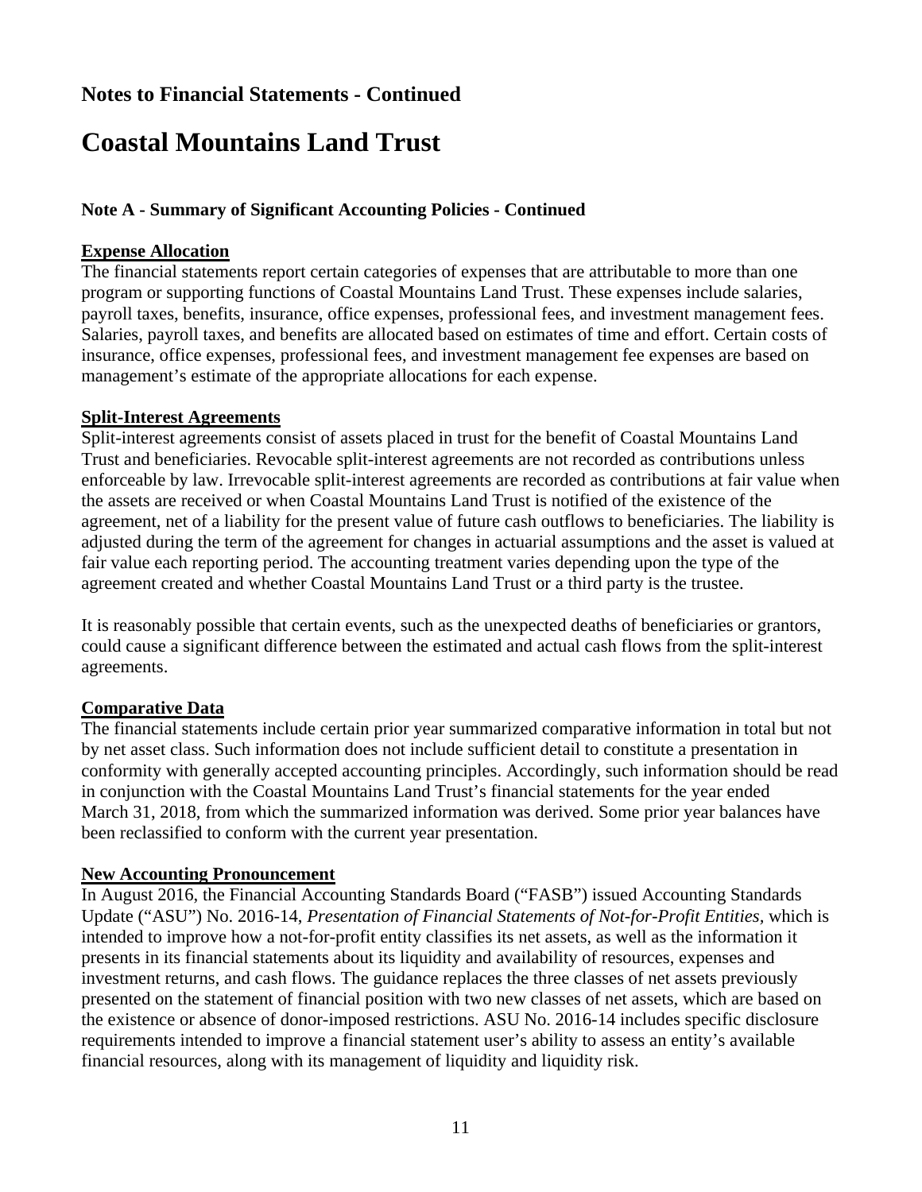## Notes to Financial Statements - Continued

# Coastal Mountains Land Trust

### Note A - Summary of Significant Accounting Policies - Continued

**Expense Allocation**

The financial statements report certain categories of expenses that are attributable to more than one program or supporting functions of Coastal Mountains Land Trust. These expenses include salaries, payroll taxes, benefits, insurance, office expenses, professional fees, and investment management fees. Salaries, payroll taxes, and benefits are allocated based on estimates of time and effort. Certain costs of insurance, office expenses, professional fees, and investment management fee expenses are based on management's estimate of the appropriate allocations for each expense.

**Split-Interest Agreements**

Split-interest agreements consist of assets placed in trust for the benefit of Coastal Mountains Land Trust and beneficiaries. Revocable split-interest agreements are not recorded as contributions unless enforceable by law. Irrevocable split-interest agreements are recorded as contributions at fair value when the assets are received or when Coastal Mountains Land Trust is notified of the existence of the agreement, net of a liability for the present value of future cash outflows to beneficiaries. The liability is adjusted during the term of the agreement for changes in actuarial assumptions and the asset is valued at fair value each reporting period. The accounting treatment varies depending upon the type of the agreement created and whether Coastal Mountains Land Trust or a third party is the trustee.

It is reasonably possible that certain events, such as the unexpected deaths of beneficiaries or grantors, could cause a significant difference between the estimated and actual cash flows from the split-interest agreements.

**Comparative Data**

The financial statements include certain prior year summarized comparative information in total but not by net asset class. Such information does not include sufficient detail to constitute a presentation in conformity with generally accepted accounting principles. Accordingly, such information should be read in conjunction with the Coastal Mountains Land Trust's financial statements for the year ended March 31, 2018, from which the summarized information was derived. Some prior year balances have been reclassified to conform with the current year presentation.

**New Accounting Pronouncement**

In August 2016, the Financial Accounting Standards Board ("FASB") issued Accounting Standards Update ("ASU") No. 2016-14, *Presentation of Financial Statements of Not-for-Profit Entities*, which is intended to improve how a not-for-profit entity classifies its net assets, as well as the information it presents in its financial statements about its liquidity and availability of resources, expenses and investment returns, and cash flows. The guidance replaces the three classes of net assets previously presented on the statement of financial position with two new classes of net assets, which are based on the existence or absence of donor-imposed restrictions. ASU No. 2016-14 includes specific disclosure requirements intended to improve a financial statement user's ability to assess an entity's available financial resources, along with its management of liquidity and liquidity risk.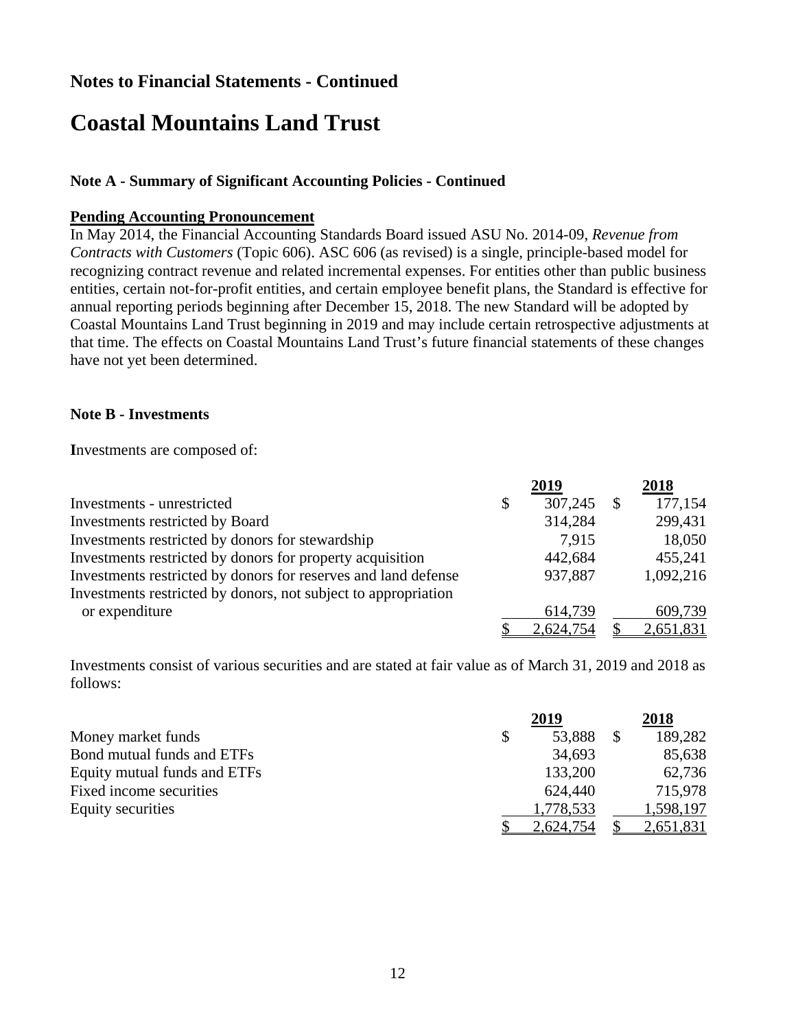## Notes to Financial Statements - Continued

# Coastal Mountains Land Trust

### Note A - Summary of Significant Accounting Policies - Continued

**Pending Accounting Pronouncement**

In May 2014, the Financial Accounting Standards Board issued ASU No. 2014-09, *Revenue from Contracts with Customers* (Topic 606). ASC 606 (as revised) is a single, principle-based model for recognizing contract revenue and related incremental expenses. For entities other than public business entities, certain not-for-profit entities, and certain employee benefit plans, the Standard is effective for annual reporting periods beginning after December 15, 2018. The new Standard will be adopted by Coastal Mountains Land Trust beginning in 2019 and may include certain retrospective adjustments at that time. The effects on Coastal Mountains Land Trust's future financial statements of these changes have not yet been determined.

### Note B - Investments

Investments are composed of:

| | 2019 | 2018 |
|---|---|---|
| Investments - unrestricted | $ 307,245 | $ 177,154 |
| Investments restricted by Board | 314,284 | 299,431 |
| Investments restricted by donors for stewardship | 7,915 | 18,050 |
| Investments restricted by donors for property acquisition | 442,684 | 455,241 |
| Investments restricted by donors for reserves and land defense | 937,887 | 1,092,216 |
| Investments restricted by donors, not subject to appropriation or expenditure | 614,739 | 609,739 |
| | $ 2,624,754 | $ 2,651,831 |

Investments consist of various securities and are stated at fair value as of March 31, 2019 and 2018 as follows:

| | 2019 | 2018 |
|---|---|---|
| Money market funds | $ 53,888 | $ 189,282 |
| Bond mutual funds and ETFs | 34,693 | 85,638 |
| Equity mutual funds and ETFs | 133,200 | 62,736 |
| Fixed income securities | 624,440 | 715,978 |
| Equity securities | 1,778,533 | 1,598,197 |
| | $ 2,624,754 | $ 2,651,831 |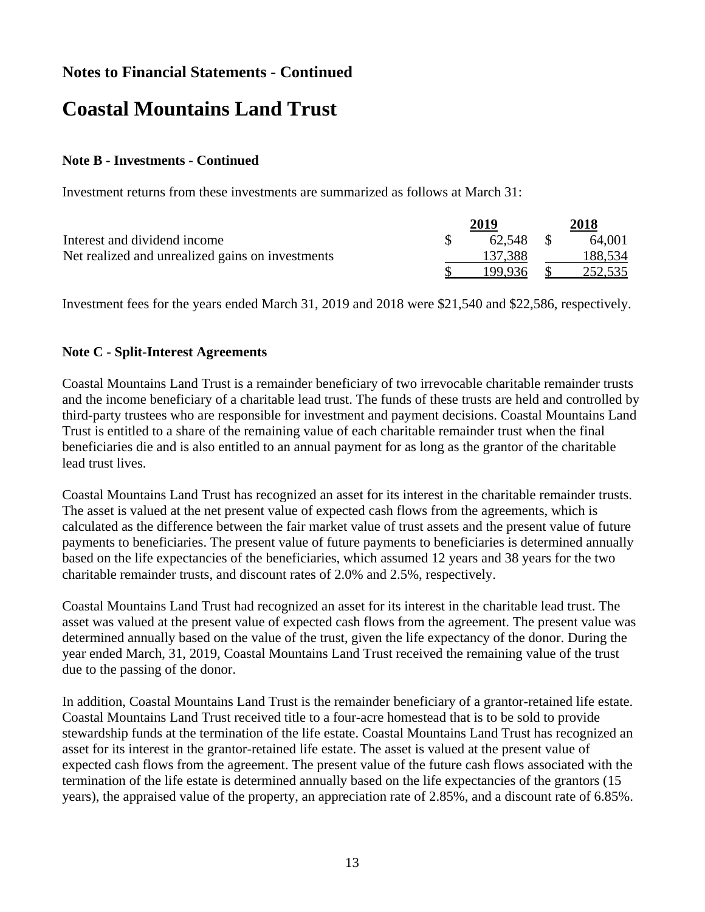## Notes to Financial Statements - Continued

# Coastal Mountains Land Trust

**Note B - Investments - Continued**

Investment returns from these investments are summarized as follows at March 31:

| | 2019 | 2018 |
|---|---|---|
| Interest and dividend income | $ 62,548 | $ 64,001 |
| Net realized and unrealized gains on investments | 137,388 | 188,534 |
| | $ 199,936 | $ 252,535 |

Investment fees for the years ended March 31, 2019 and 2018 were $21,540 and $22,586, respectively.

**Note C - Split-Interest Agreements**

Coastal Mountains Land Trust is a remainder beneficiary of two irrevocable charitable remainder trusts and the income beneficiary of a charitable lead trust. The funds of these trusts are held and controlled by third-party trustees who are responsible for investment and payment decisions. Coastal Mountains Land Trust is entitled to a share of the remaining value of each charitable remainder trust when the final beneficiaries die and is also entitled to an annual payment for as long as the grantor of the charitable lead trust lives.

Coastal Mountains Land Trust has recognized an asset for its interest in the charitable remainder trusts. The asset is valued at the net present value of expected cash flows from the agreements, which is calculated as the difference between the fair market value of trust assets and the present value of future payments to beneficiaries. The present value of future payments to beneficiaries is determined annually based on the life expectancies of the beneficiaries, which assumed 12 years and 38 years for the two charitable remainder trusts, and discount rates of 2.0% and 2.5%, respectively.

Coastal Mountains Land Trust had recognized an asset for its interest in the charitable lead trust. The asset was valued at the present value of expected cash flows from the agreement. The present value was determined annually based on the value of the trust, given the life expectancy of the donor. During the year ended March, 31, 2019, Coastal Mountains Land Trust received the remaining value of the trust due to the passing of the donor.

In addition, Coastal Mountains Land Trust is the remainder beneficiary of a grantor-retained life estate. Coastal Mountains Land Trust received title to a four-acre homestead that is to be sold to provide stewardship funds at the termination of the life estate. Coastal Mountains Land Trust has recognized an asset for its interest in the grantor-retained life estate. The asset is valued at the present value of expected cash flows from the agreement. The present value of the future cash flows associated with the termination of the life estate is determined annually based on the life expectancies of the grantors (15 years), the appraised value of the property, an appreciation rate of 2.85%, and a discount rate of 6.85%.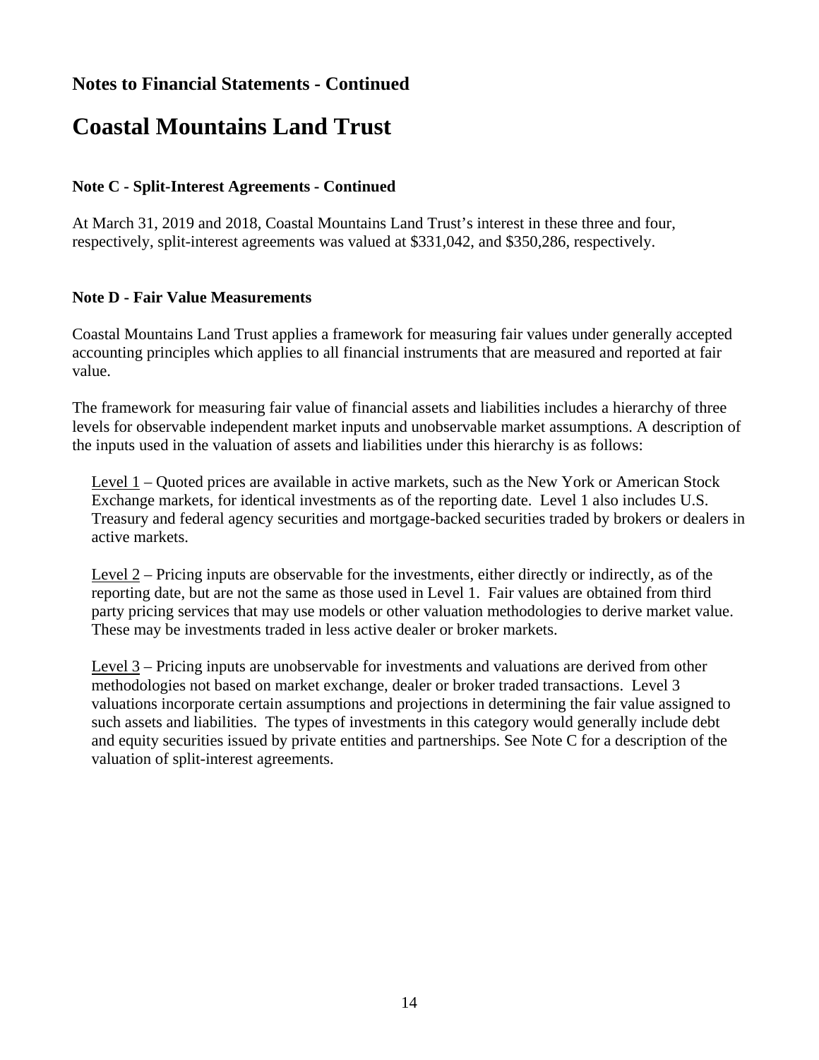## Notes to Financial Statements - Continued

# Coastal Mountains Land Trust

### Note C - Split-Interest Agreements - Continued

At March 31, 2019 and 2018, Coastal Mountains Land Trust's interest in these three and four, respectively, split-interest agreements was valued at $331,042, and $350,286, respectively.

### Note D - Fair Value Measurements

Coastal Mountains Land Trust applies a framework for measuring fair values under generally accepted accounting principles which applies to all financial instruments that are measured and reported at fair value.

The framework for measuring fair value of financial assets and liabilities includes a hierarchy of three levels for observable independent market inputs and unobservable market assumptions. A description of the inputs used in the valuation of assets and liabilities under this hierarchy is as follows:

Level 1 – Quoted prices are available in active markets, such as the New York or American Stock Exchange markets, for identical investments as of the reporting date. Level 1 also includes U.S. Treasury and federal agency securities and mortgage-backed securities traded by brokers or dealers in active markets.

Level 2 – Pricing inputs are observable for the investments, either directly or indirectly, as of the reporting date, but are not the same as those used in Level 1. Fair values are obtained from third party pricing services that may use models or other valuation methodologies to derive market value. These may be investments traded in less active dealer or broker markets.

Level 3 – Pricing inputs are unobservable for investments and valuations are derived from other methodologies not based on market exchange, dealer or broker traded transactions. Level 3 valuations incorporate certain assumptions and projections in determining the fair value assigned to such assets and liabilities. The types of investments in this category would generally include debt and equity securities issued by private entities and partnerships. See Note C for a description of the valuation of split-interest agreements.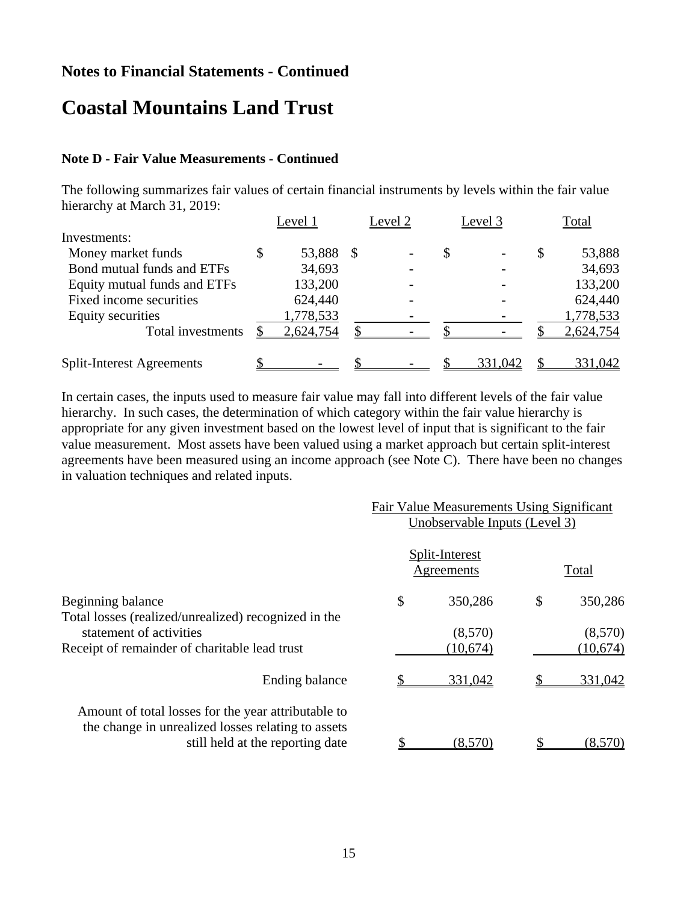## Notes to Financial Statements - Continued

# Coastal Mountains Land Trust

### Note D - Fair Value Measurements - Continued

The following summarizes fair values of certain financial instruments by levels within the fair value hierarchy at March 31, 2019:

| | Level 1 | Level 2 | Level 3 | Total |
|---|---|---|---|---|
| Investments: | | | | |
| Money market funds | $ 53,888 | $ - | $ - | $ 53,888 |
| Bond mutual funds and ETFs | 34,693 | - | - | 34,693 |
| Equity mutual funds and ETFs | 133,200 | - | - | 133,200 |
| Fixed income securities | 624,440 | - | - | 624,440 |
| Equity securities | 1,778,533 | - | - | 1,778,533 |
| Total investments | $ 2,624,754 | $ - | $ - | $ 2,624,754 |
| Split-Interest Agreements | $ - | $ - | $ 331,042 | $ 331,042 |

In certain cases, the inputs used to measure fair value may fall into different levels of the fair value hierarchy. In such cases, the determination of which category within the fair value hierarchy is appropriate for any given investment based on the lowest level of input that is significant to the fair value measurement. Most assets have been valued using a market approach but certain split-interest agreements have been measured using an income approach (see Note C). There have been no changes in valuation techniques and related inputs.

| | Fair Value Measurements Using Significant Unobservable Inputs (Level 3) | |
|---|---|---|
| | Split-Interest Agreements | Total |
| Beginning balance | $ 350,286 | $ 350,286 |
| Total losses (realized/unrealized) recognized in the statement of activities | (8,570) | (8,570) |
| Receipt of remainder of charitable lead trust | (10,674) | (10,674) |
| Ending balance | $ 331,042 | $ 331,042 |
| Amount of total losses for the year attributable to the change in unrealized losses relating to assets still held at the reporting date | $ (8,570) | $ (8,570) |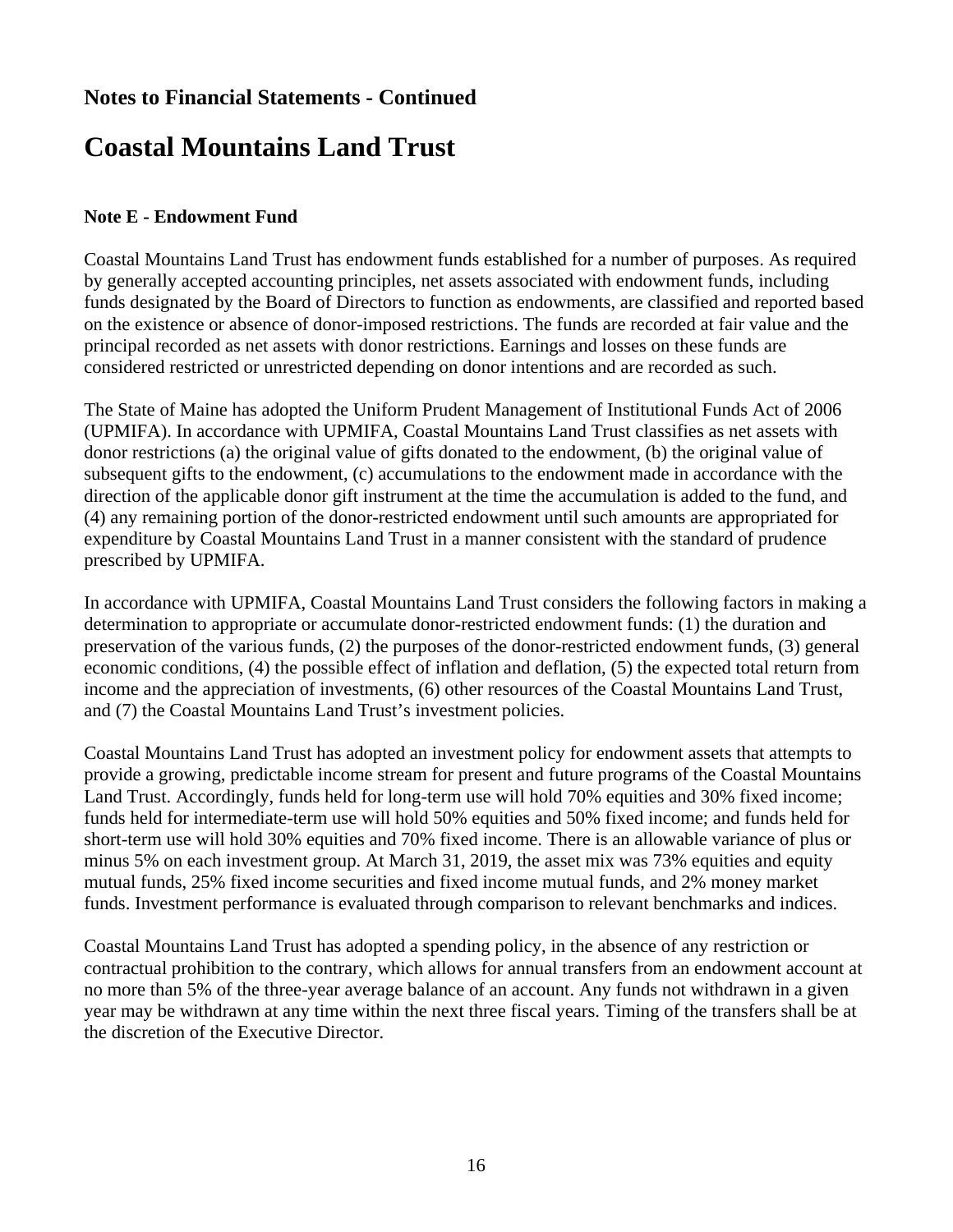## Notes to Financial Statements - Continued

# Coastal Mountains Land Trust

### Note E - Endowment Fund

Coastal Mountains Land Trust has endowment funds established for a number of purposes. As required by generally accepted accounting principles, net assets associated with endowment funds, including funds designated by the Board of Directors to function as endowments, are classified and reported based on the existence or absence of donor-imposed restrictions. The funds are recorded at fair value and the principal recorded as net assets with donor restrictions. Earnings and losses on these funds are considered restricted or unrestricted depending on donor intentions and are recorded as such.

The State of Maine has adopted the Uniform Prudent Management of Institutional Funds Act of 2006 (UPMIFA). In accordance with UPMIFA, Coastal Mountains Land Trust classifies as net assets with donor restrictions (a) the original value of gifts donated to the endowment, (b) the original value of subsequent gifts to the endowment, (c) accumulations to the endowment made in accordance with the direction of the applicable donor gift instrument at the time the accumulation is added to the fund, and (4) any remaining portion of the donor-restricted endowment until such amounts are appropriated for expenditure by Coastal Mountains Land Trust in a manner consistent with the standard of prudence prescribed by UPMIFA.

In accordance with UPMIFA, Coastal Mountains Land Trust considers the following factors in making a determination to appropriate or accumulate donor-restricted endowment funds: (1) the duration and preservation of the various funds, (2) the purposes of the donor-restricted endowment funds, (3) general economic conditions, (4) the possible effect of inflation and deflation, (5) the expected total return from income and the appreciation of investments, (6) other resources of the Coastal Mountains Land Trust, and (7) the Coastal Mountains Land Trust's investment policies.

Coastal Mountains Land Trust has adopted an investment policy for endowment assets that attempts to provide a growing, predictable income stream for present and future programs of the Coastal Mountains Land Trust. Accordingly, funds held for long-term use will hold 70% equities and 30% fixed income; funds held for intermediate-term use will hold 50% equities and 50% fixed income; and funds held for short-term use will hold 30% equities and 70% fixed income. There is an allowable variance of plus or minus 5% on each investment group. At March 31, 2019, the asset mix was 73% equities and equity mutual funds, 25% fixed income securities and fixed income mutual funds, and 2% money market funds. Investment performance is evaluated through comparison to relevant benchmarks and indices.

Coastal Mountains Land Trust has adopted a spending policy, in the absence of any restriction or contractual prohibition to the contrary, which allows for annual transfers from an endowment account at no more than 5% of the three-year average balance of an account. Any funds not withdrawn in a given year may be withdrawn at any time within the next three fiscal years. Timing of the transfers shall be at the discretion of the Executive Director.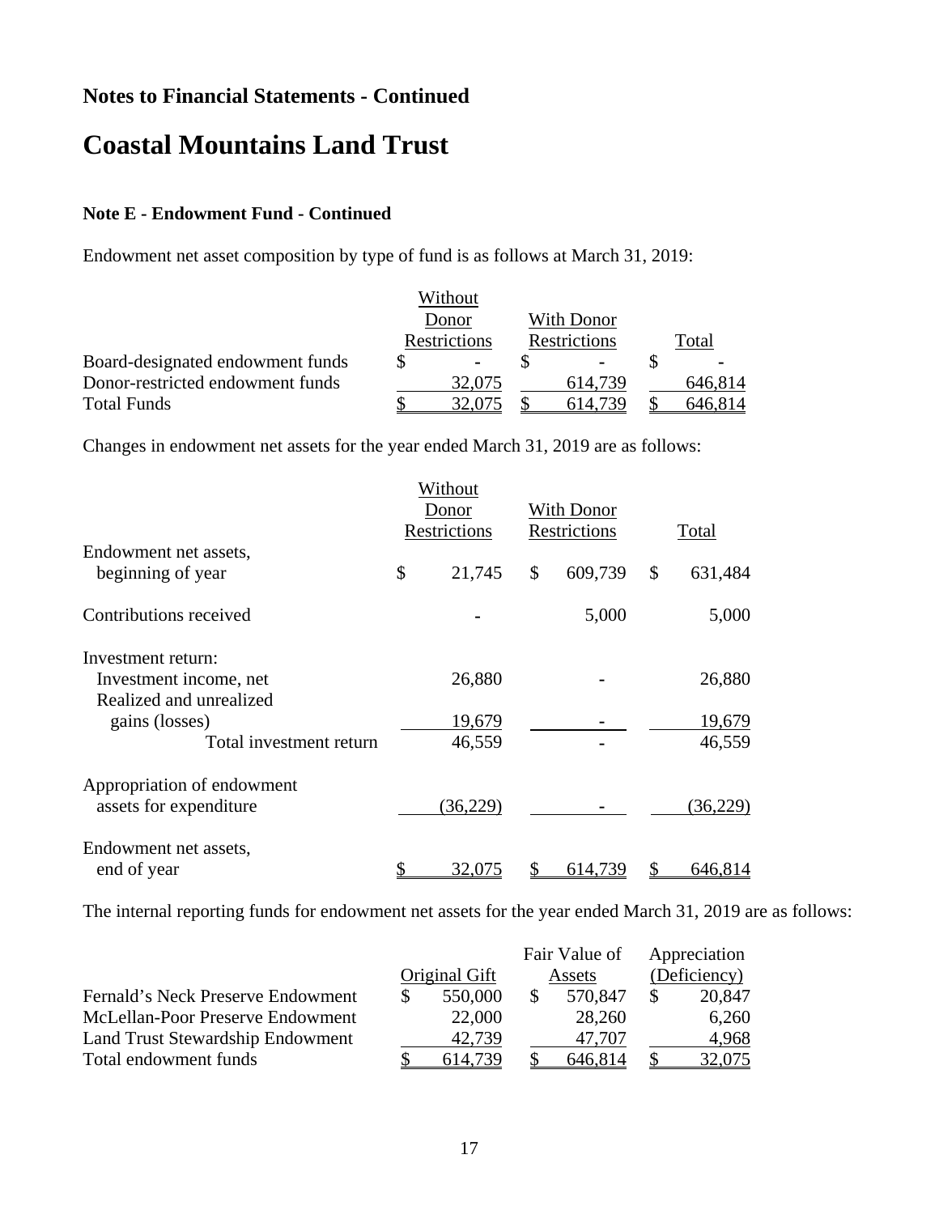## Notes to Financial Statements - Continued

# Coastal Mountains Land Trust

### Note E - Endowment Fund - Continued

Endowment net asset composition by type of fund is as follows at March 31, 2019:

| | Without Donor Restrictions | With Donor Restrictions | Total |
|---|---|---|---|
| Board-designated endowment funds | $ - | $ - | $ - |
| Donor-restricted endowment funds | 32,075 | 614,739 | 646,814 |
| Total Funds | $ 32,075 | $ 614,739 | $ 646,814 |

Changes in endowment net assets for the year ended March 31, 2019 are as follows:

| | Without Donor Restrictions | With Donor Restrictions | Total |
|---|---|---|---|
| Endowment net assets, beginning of year | $ 21,745 | $ 609,739 | $ 631,484 |
| Contributions received | - | 5,000 | 5,000 |
| Investment return: | | | |
| Investment income, net | 26,880 | - | 26,880 |
| Realized and unrealized gains (losses) | 19,679 | - | 19,679 |
| Total investment return | 46,559 | - | 46,559 |
| Appropriation of endowment assets for expenditure | (36,229) | - | (36,229) |
| Endowment net assets, end of year | $ 32,075 | $ 614,739 | $ 646,814 |

The internal reporting funds for endowment net assets for the year ended March 31, 2019 are as follows:

| | Original Gift | Fair Value of Assets | Appreciation (Deficiency) |
|---|---|---|---|
| Fernald's Neck Preserve Endowment | $ 550,000 | $ 570,847 | $ 20,847 |
| McLellan-Poor Preserve Endowment | 22,000 | 28,260 | 6,260 |
| Land Trust Stewardship Endowment | 42,739 | 47,707 | 4,968 |
| Total endowment funds | $ 614,739 | $ 646,814 | $ 32,075 |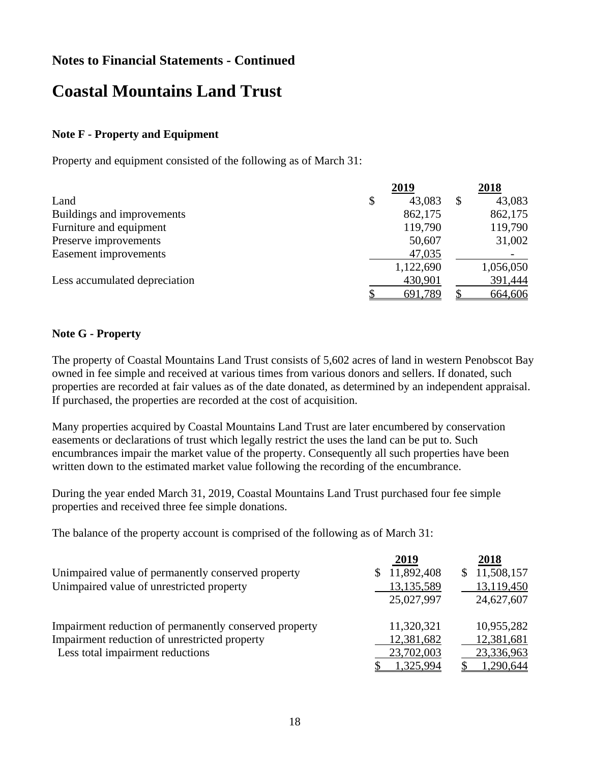## Notes to Financial Statements - Continued

# Coastal Mountains Land Trust

### Note F - Property and Equipment

Property and equipment consisted of the following as of March 31:

| | 2019 | 2018 |
|---|---|---|
| Land | $ 43,083 | $ 43,083 |
| Buildings and improvements | 862,175 | 862,175 |
| Furniture and equipment | 119,790 | 119,790 |
| Preserve improvements | 50,607 | 31,002 |
| Easement improvements | 47,035 | - |
| | 1,122,690 | 1,056,050 |
| Less accumulated depreciation | 430,901 | 391,444 |
| | $ 691,789 | $ 664,606 |

### Note G - Property

The property of Coastal Mountains Land Trust consists of 5,602 acres of land in western Penobscot Bay owned in fee simple and received at various times from various donors and sellers. If donated, such properties are recorded at fair values as of the date donated, as determined by an independent appraisal. If purchased, the properties are recorded at the cost of acquisition.

Many properties acquired by Coastal Mountains Land Trust are later encumbered by conservation easements or declarations of trust which legally restrict the uses the land can be put to. Such encumbrances impair the market value of the property. Consequently all such properties have been written down to the estimated market value following the recording of the encumbrance.

During the year ended March 31, 2019, Coastal Mountains Land Trust purchased four fee simple properties and received three fee simple donations.

The balance of the property account is comprised of the following as of March 31:

| | 2019 | 2018 |
|---|---|---|
| Unimpaired value of permanently conserved property | $ 11,892,408 | $ 11,508,157 |
| Unimpaired value of unrestricted property | 13,135,589 | 13,119,450 |
| | 25,027,997 | 24,627,607 |
| | | |
| Impairment reduction of permanently conserved property | 11,320,321 | 10,955,282 |
| Impairment reduction of unrestricted property | 12,381,682 | 12,381,681 |
| Less total impairment reductions | 23,702,003 | 23,336,963 |
| | $ 1,325,994 | $ 1,290,644 |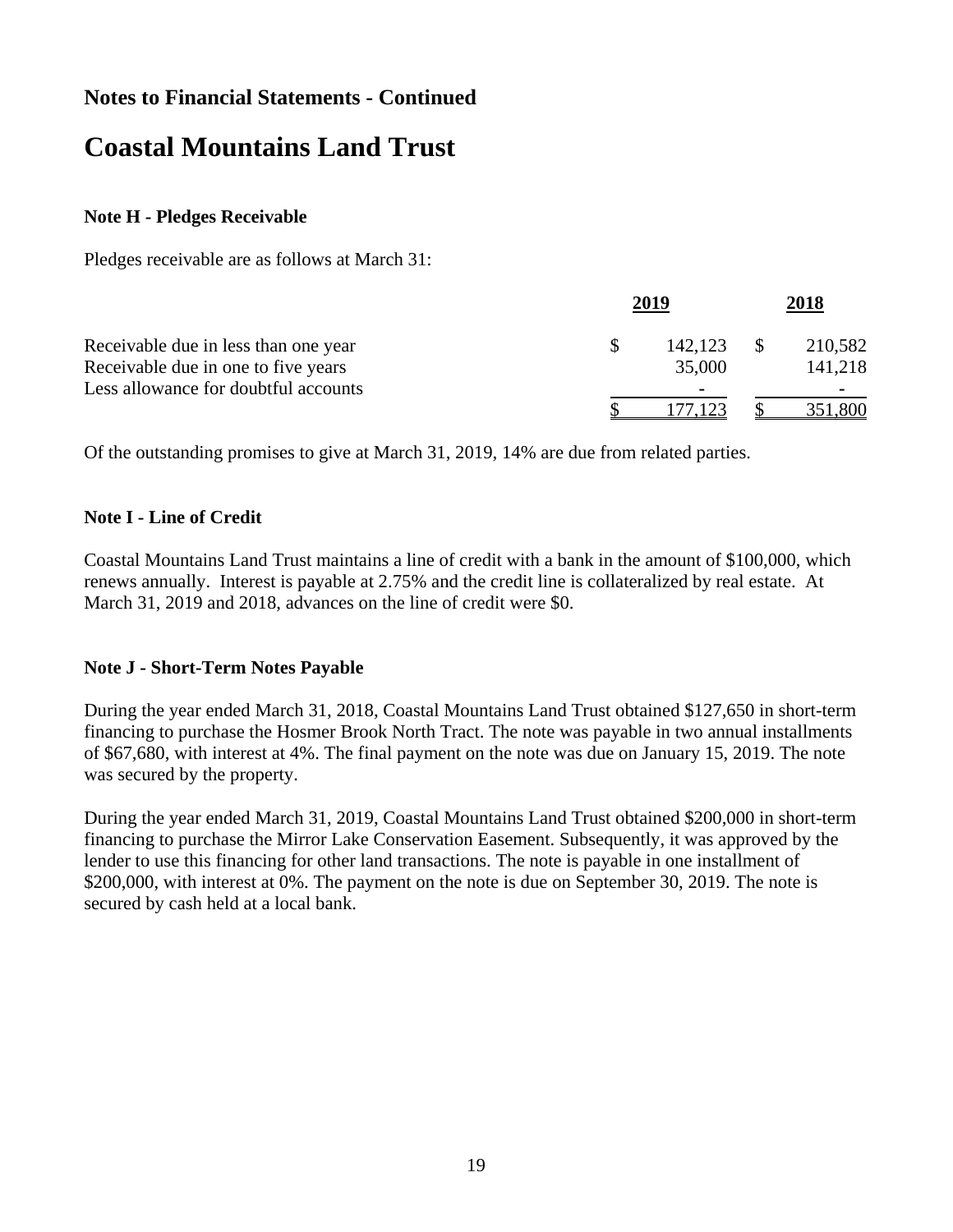## Notes to Financial Statements - Continued

# Coastal Mountains Land Trust

### Note H - Pledges Receivable

Pledges receivable are as follows at March 31:

| | 2019 | 2018 |
|---|---|---|
| Receivable due in less than one year | $ 142,123 | $ 210,582 |
| Receivable due in one to five years | 35,000 | 141,218 |
| Less allowance for doubtful accounts | - | - |
| | $ 177,123 | $ 351,800 |

Of the outstanding promises to give at March 31, 2019, 14% are due from related parties.

### Note I - Line of Credit

Coastal Mountains Land Trust maintains a line of credit with a bank in the amount of $100,000, which renews annually. Interest is payable at 2.75% and the credit line is collateralized by real estate. At March 31, 2019 and 2018, advances on the line of credit were $0.

### Note J - Short-Term Notes Payable

During the year ended March 31, 2018, Coastal Mountains Land Trust obtained $127,650 in short-term financing to purchase the Hosmer Brook North Tract. The note was payable in two annual installments of $67,680, with interest at 4%. The final payment on the note was due on January 15, 2019. The note was secured by the property.

During the year ended March 31, 2019, Coastal Mountains Land Trust obtained $200,000 in short-term financing to purchase the Mirror Lake Conservation Easement. Subsequently, it was approved by the lender to use this financing for other land transactions. The note is payable in one installment of $200,000, with interest at 0%. The payment on the note is due on September 30, 2019. The note is secured by cash held at a local bank.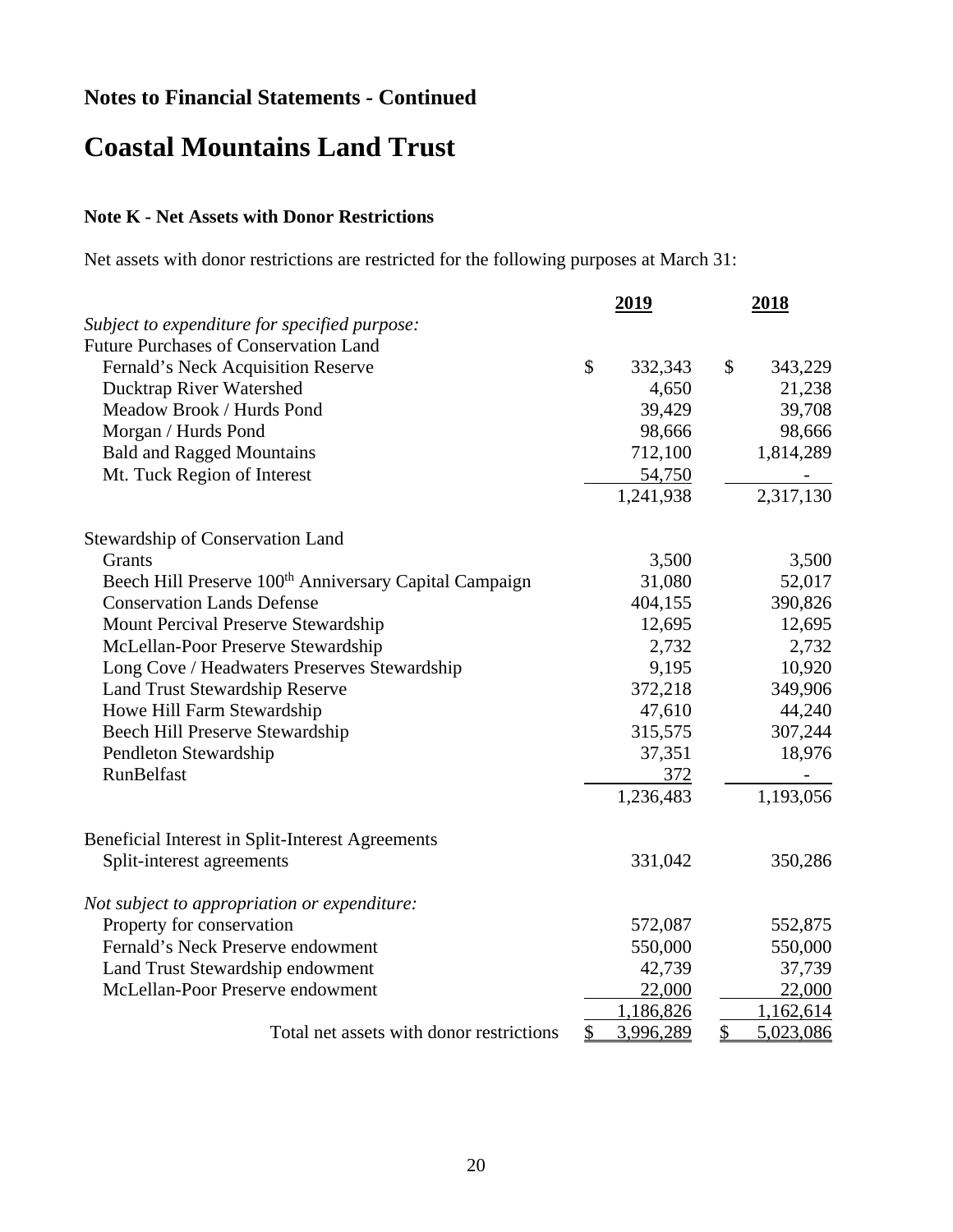## Notes to Financial Statements - Continued

# Coastal Mountains Land Trust

### Note K - Net Assets with Donor Restrictions

Net assets with donor restrictions are restricted for the following purposes at March 31:

| | 2019 | 2018 |
|---|---|---|
| *Subject to expenditure for specified purpose:* | | |
| Future Purchases of Conservation Land | | |
| Fernald's Neck Acquisition Reserve | $ 332,343 | $ 343,229 |
| Ducktrap River Watershed | 4,650 | 21,238 |
| Meadow Brook / Hurds Pond | 39,429 | 39,708 |
| Morgan / Hurds Pond | 98,666 | 98,666 |
| Bald and Ragged Mountains | 712,100 | 1,814,289 |
| Mt. Tuck Region of Interest | 54,750 | - |
| | 1,241,938 | 2,317,130 |
| Stewardship of Conservation Land | | |
| Grants | 3,500 | 3,500 |
| Beech Hill Preserve 100th Anniversary Capital Campaign | 31,080 | 52,017 |
| Conservation Lands Defense | 404,155 | 390,826 |
| Mount Percival Preserve Stewardship | 12,695 | 12,695 |
| McLellan-Poor Preserve Stewardship | 2,732 | 2,732 |
| Long Cove / Headwaters Preserves Stewardship | 9,195 | 10,920 |
| Land Trust Stewardship Reserve | 372,218 | 349,906 |
| Howe Hill Farm Stewardship | 47,610 | 44,240 |
| Beech Hill Preserve Stewardship | 315,575 | 307,244 |
| Pendleton Stewardship | 37,351 | 18,976 |
| RunBelfast | 372 | - |
| | 1,236,483 | 1,193,056 |
| Beneficial Interest in Split-Interest Agreements | | |
| Split-interest agreements | 331,042 | 350,286 |
| *Not subject to appropriation or expenditure:* | | |
| Property for conservation | 572,087 | 552,875 |
| Fernald's Neck Preserve endowment | 550,000 | 550,000 |
| Land Trust Stewardship endowment | 42,739 | 37,739 |
| McLellan-Poor Preserve endowment | 22,000 | 22,000 |
| | 1,186,826 | 1,162,614 |
| Total net assets with donor restrictions | $ 3,996,289 | $ 5,023,086 |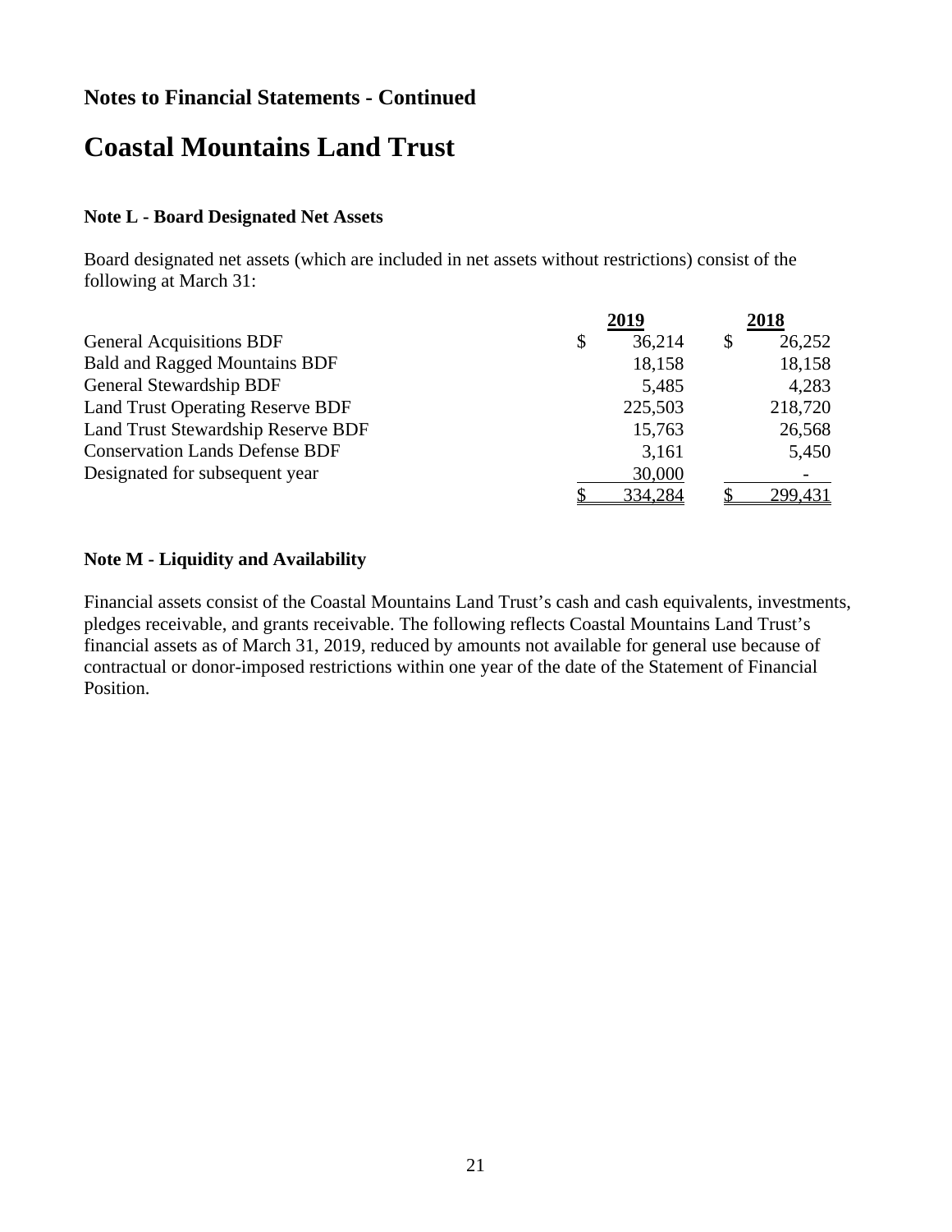## Notes to Financial Statements - Continued

# Coastal Mountains Land Trust

### Note L - Board Designated Net Assets

Board designated net assets (which are included in net assets without restrictions) consist of the following at March 31:

| | 2019 | 2018 |
|---|---|---|
| General Acquisitions BDF | $ 36,214 | $ 26,252 |
| Bald and Ragged Mountains BDF | 18,158 | 18,158 |
| General Stewardship BDF | 5,485 | 4,283 |
| Land Trust Operating Reserve BDF | 225,503 | 218,720 |
| Land Trust Stewardship Reserve BDF | 15,763 | 26,568 |
| Conservation Lands Defense BDF | 3,161 | 5,450 |
| Designated for subsequent year | 30,000 | - |
| | $ 334,284 | $ 299,431 |

### Note M - Liquidity and Availability

Financial assets consist of the Coastal Mountains Land Trust's cash and cash equivalents, investments, pledges receivable, and grants receivable. The following reflects Coastal Mountains Land Trust's financial assets as of March 31, 2019, reduced by amounts not available for general use because of contractual or donor-imposed restrictions within one year of the date of the Statement of Financial Position.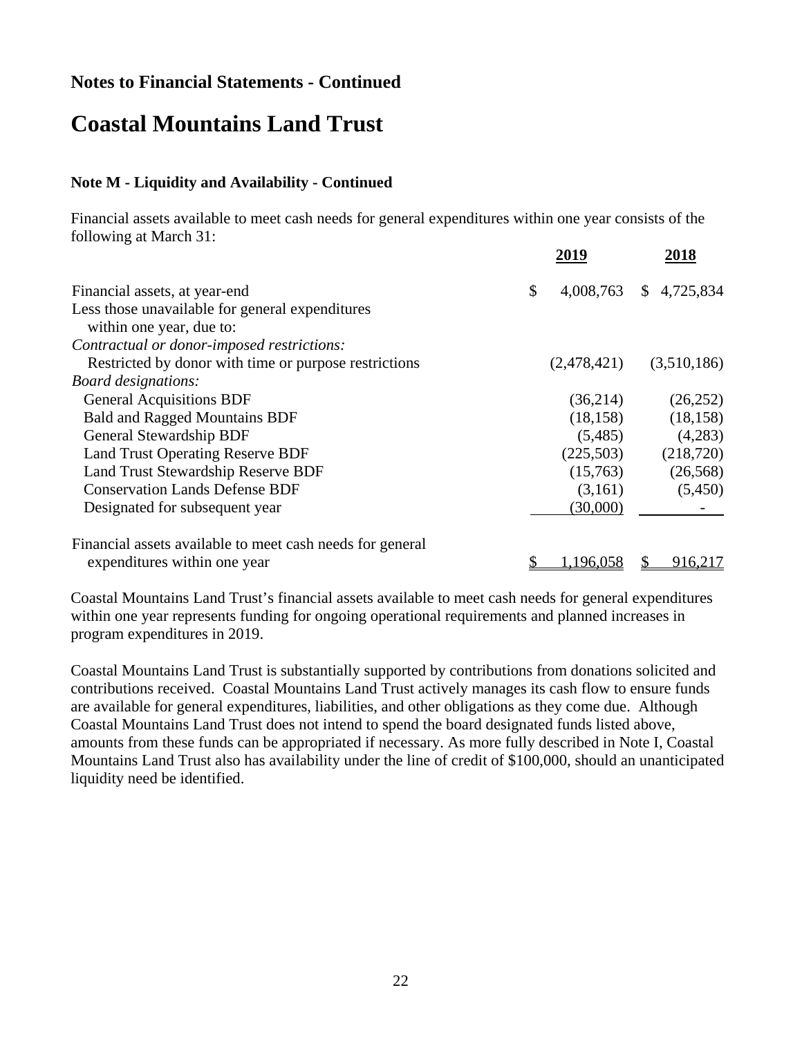## Notes to Financial Statements - Continued

# Coastal Mountains Land Trust

### Note M - Liquidity and Availability - Continued

Financial assets available to meet cash needs for general expenditures within one year consists of the following at March 31:

| | 2019 | 2018 |
|---|---|---|
| Financial assets, at year-end | $ 4,008,763 | $ 4,725,834 |
| Less those unavailable for general expenditures within one year, due to: | | |
| *Contractual or donor-imposed restrictions:* | | |
| Restricted by donor with time or purpose restrictions | (2,478,421) | (3,510,186) |
| *Board designations:* | | |
| General Acquisitions BDF | (36,214) | (26,252) |
| Bald and Ragged Mountains BDF | (18,158) | (18,158) |
| General Stewardship BDF | (5,485) | (4,283) |
| Land Trust Operating Reserve BDF | (225,503) | (218,720) |
| Land Trust Stewardship Reserve BDF | (15,763) | (26,568) |
| Conservation Lands Defense BDF | (3,161) | (5,450) |
| Designated for subsequent year | (30,000) | - |
| Financial assets available to meet cash needs for general expenditures within one year | $ 1,196,058 | $ 916,217 |

Coastal Mountains Land Trust's financial assets available to meet cash needs for general expenditures within one year represents funding for ongoing operational requirements and planned increases in program expenditures in 2019.

Coastal Mountains Land Trust is substantially supported by contributions from donations solicited and contributions received. Coastal Mountains Land Trust actively manages its cash flow to ensure funds are available for general expenditures, liabilities, and other obligations as they come due. Although Coastal Mountains Land Trust does not intend to spend the board designated funds listed above, amounts from these funds can be appropriated if necessary. As more fully described in Note I, Coastal Mountains Land Trust also has availability under the line of credit of $100,000, should an unanticipated liquidity need be identified.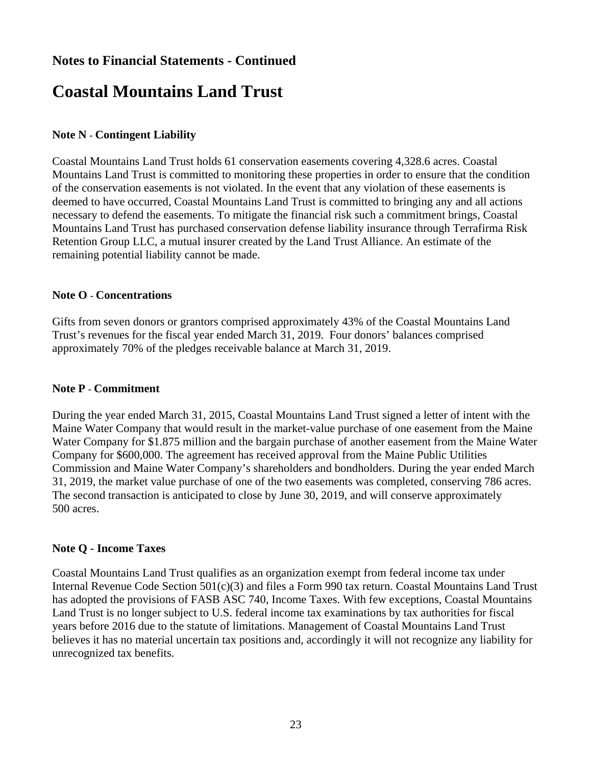## Notes to Financial Statements - Continued

# Coastal Mountains Land Trust

### Note N - Contingent Liability

Coastal Mountains Land Trust holds 61 conservation easements covering 4,328.6 acres. Coastal Mountains Land Trust is committed to monitoring these properties in order to ensure that the condition of the conservation easements is not violated. In the event that any violation of these easements is deemed to have occurred, Coastal Mountains Land Trust is committed to bringing any and all actions necessary to defend the easements. To mitigate the financial risk such a commitment brings, Coastal Mountains Land Trust has purchased conservation defense liability insurance through Terrafirma Risk Retention Group LLC, a mutual insurer created by the Land Trust Alliance. An estimate of the remaining potential liability cannot be made.

### Note O - Concentrations

Gifts from seven donors or grantors comprised approximately 43% of the Coastal Mountains Land Trust's revenues for the fiscal year ended March 31, 2019. Four donors' balances comprised approximately 70% of the pledges receivable balance at March 31, 2019.

### Note P - Commitment

During the year ended March 31, 2015, Coastal Mountains Land Trust signed a letter of intent with the Maine Water Company that would result in the market-value purchase of one easement from the Maine Water Company for $1.875 million and the bargain purchase of another easement from the Maine Water Company for $600,000. The agreement has received approval from the Maine Public Utilities Commission and Maine Water Company's shareholders and bondholders. During the year ended March 31, 2019, the market value purchase of one of the two easements was completed, conserving 786 acres. The second transaction is anticipated to close by June 30, 2019, and will conserve approximately 500 acres.

### Note Q - Income Taxes

Coastal Mountains Land Trust qualifies as an organization exempt from federal income tax under Internal Revenue Code Section 501(c)(3) and files a Form 990 tax return. Coastal Mountains Land Trust has adopted the provisions of FASB ASC 740, Income Taxes. With few exceptions, Coastal Mountains Land Trust is no longer subject to U.S. federal income tax examinations by tax authorities for fiscal years before 2016 due to the statute of limitations. Management of Coastal Mountains Land Trust believes it has no material uncertain tax positions and, accordingly it will not recognize any liability for unrecognized tax benefits.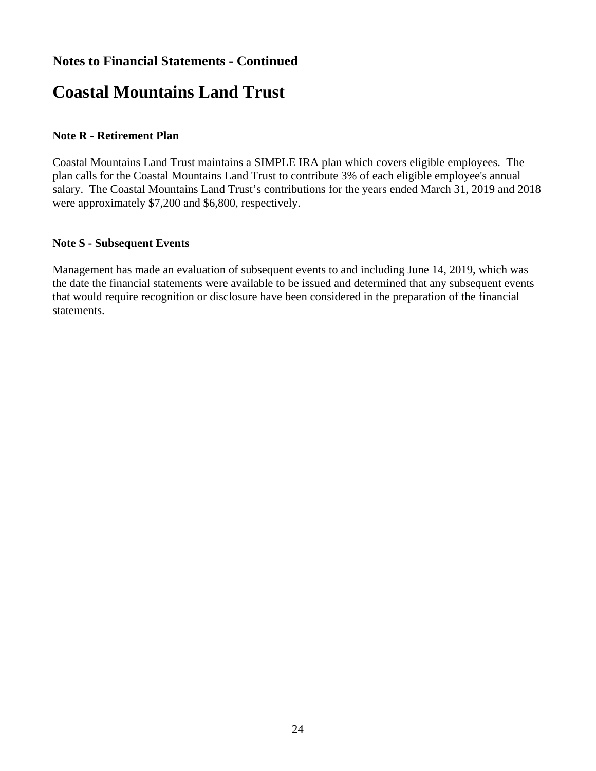## Notes to Financial Statements - Continued

# Coastal Mountains Land Trust

### Note R - Retirement Plan

Coastal Mountains Land Trust maintains a SIMPLE IRA plan which covers eligible employees. The plan calls for the Coastal Mountains Land Trust to contribute 3% of each eligible employee's annual salary. The Coastal Mountains Land Trust's contributions for the years ended March 31, 2019 and 2018 were approximately $7,200 and $6,800, respectively.

### Note S - Subsequent Events

Management has made an evaluation of subsequent events to and including June 14, 2019, which was the date the financial statements were available to be issued and determined that any subsequent events that would require recognition or disclosure have been considered in the preparation of the financial statements.